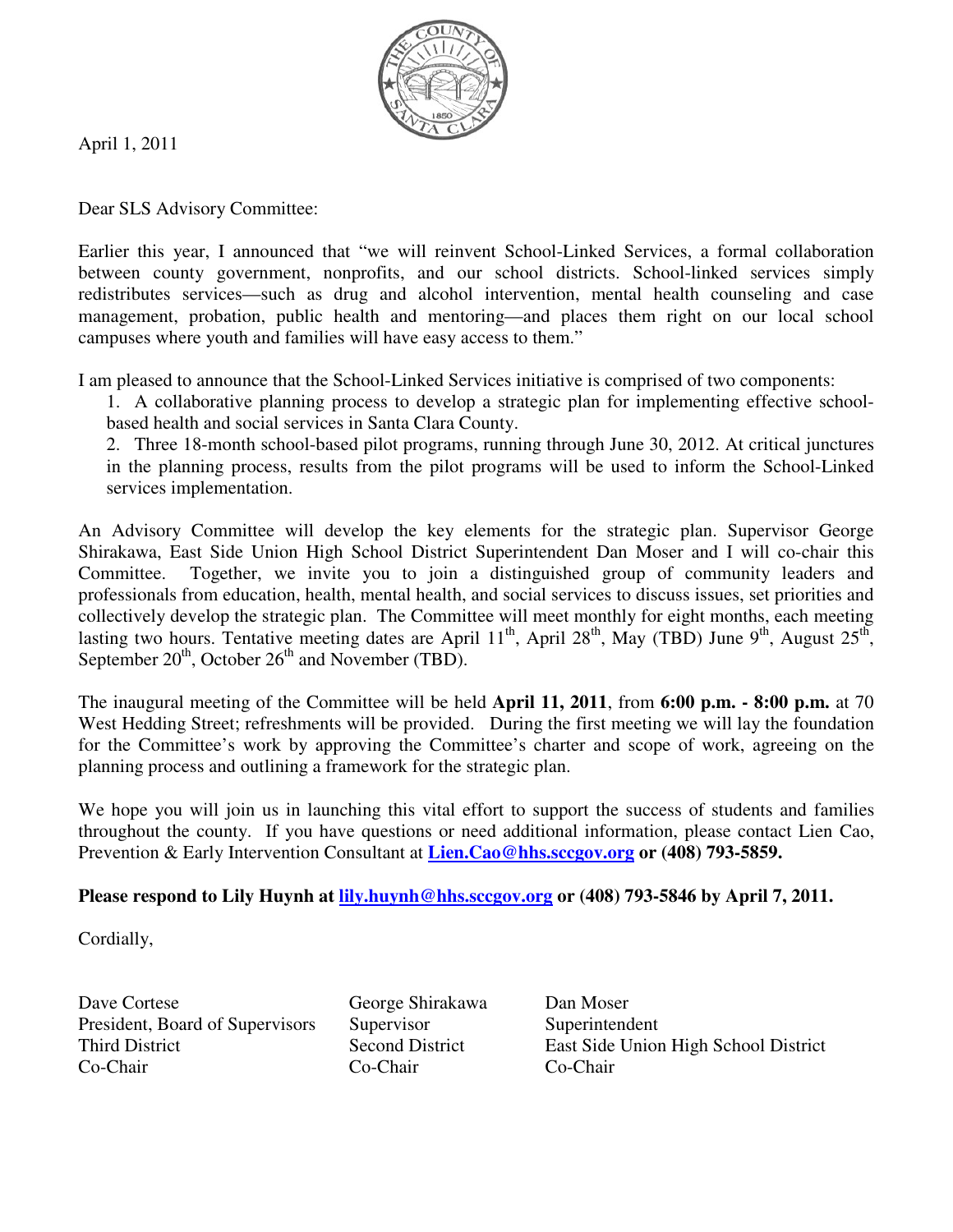April 1, 2011

Dear SLS Advisory Committee:

Earlier this year, I announced that "we will reinvent School-Linked Services, a formal collaboration between county government, nonprofits, and our school districts. School-linked services simply redistributes services—such as drug and alcohol intervention, mental health counseling and case management, probation, public health and mentoring—and places them right on our local school campuses where youth and families will have easy access to them."

I am pleased to announce that the School-Linked Services initiative is comprised of two components:

1. A collaborative planning process to develop a strategic plan for implementing effective school-based health and social services in Santa Clara County.
2. Three 18-month school-based pilot programs, running through June 30, 2012. At critical junctures in the planning process, results from the pilot programs will be used to inform the School-Linked services implementation.

An Advisory Committee will develop the key elements for the strategic plan. Supervisor George Shirakawa, East Side Union High School District Superintendent Dan Moser and I will co-chair this Committee. Together, we invite you to join a distinguished group of community leaders and professionals from education, health, mental health, and social services to discuss issues, set priorities and collectively develop the strategic plan. The Committee will meet monthly for eight months, each meeting lasting two hours. Tentative meeting dates are April 11th, April 28th, May (TBD) June 9th, August 25th, September 20th, October 26th and November (TBD).

The inaugural meeting of the Committee will be held **April 11, 2011**, from **6:00 p.m. - 8:00 p.m.** at 70 West Hedding Street; refreshments will be provided. During the first meeting we will lay the foundation for the Committee's work by approving the Committee's charter and scope of work, agreeing on the planning process and outlining a framework for the strategic plan.

We hope you will join us in launching this vital effort to support the success of students and families throughout the county. If you have questions or need additional information, please contact Lien Cao, Prevention & Early Intervention Consultant at **Lien.Cao@hhs.sccgov.org or (408) 793-5859.**

**Please respond to Lily Huynh at lily.huynh@hhs.sccgov.org or (408) 793-5846 by April 7, 2011.**

Cordially,

| | | |
|---|---|---|
| Dave Cortese | George Shirakawa | Dan Moser |
| President, Board of Supervisors | Supervisor | Superintendent |
| Third District | Second District | East Side Union High School District |
| Co-Chair | Co-Chair | Co-Chair |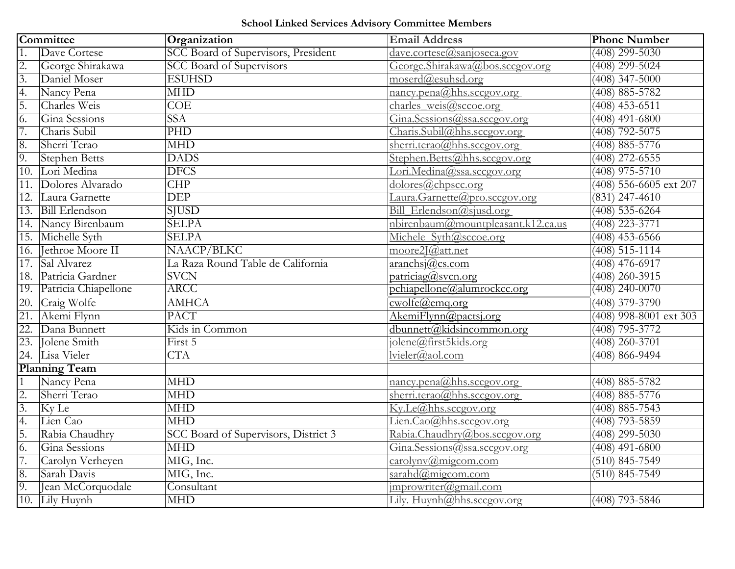**School Linked Services Advisory Committee Members**

| Committee | | Organization | Email Address | Phone Number |
|---|---|---|---|---|
| 1. | Dave Cortese | SCC Board of Supervisors, President | dave.cortese@sanjoseca.gov | (408) 299-5030 |
| 2. | George Shirakawa | SCC Board of Supervisors | George.Shirakawa@bos.sccgov.org | (408) 299-5024 |
| 3. | Daniel Moser | ESUHSD | moserd@esuhsd.org | (408) 347-5000 |
| 4. | Nancy Pena | MHD | nancy.pena@hhs.sccgov.org | (408) 885-5782 |
| 5. | Charles Weis | COE | charles_weis@sccoe.org | (408) 453-6511 |
| 6. | Gina Sessions | SSA | Gina.Sessions@ssa.sccgov.org | (408) 491-6800 |
| 7. | Charis Subil | PHD | Charis.Subil@hhs.sccgov.org | (408) 792-5075 |
| 8. | Sherri Terao | MHD | sherri.terao@hhs.sccgov.org | (408) 885-5776 |
| 9. | Stephen Betts | DADS | Stephen.Betts@hhs.sccgov.org | (408) 272-6555 |
| 10. | Lori Medina | DFCS | Lori.Medina@ssa.sccgov.org | (408) 975-5710 |
| 11. | Dolores Alvarado | CHP | dolores@chpscc.org | (408) 556-6605 ext 207 |
| 12. | Laura Garnette | DEP | Laura.Garnette@pro.sccgov.org | (831) 247-4610 |
| 13. | Bill Erlendson | SJUSD | Bill_Erlendson@sjusd.org | (408) 535-6264 |
| 14. | Nancy Birenbaum | SELPA | nbirenbaum@mountpleasant.k12.ca.us | (408) 223-3771 |
| 15. | Michelle Syth | SELPA | Michele_Syth@sccoe.org | (408) 453-6566 |
| 16. | Jethroe Moore II | NAACP/BLKC | moore2J@att.net | (408) 515-1114 |
| 17. | Sal Alvarez | La Raza Round Table de California | aranchsj@cs.com | (408) 476-6917 |
| 18. | Patricia Gardner | SVCN | patriciag@svcn.org | (408) 260-3915 |
| 19. | Patricia Chiapellone | ARCC | pchiapellone@alumrockcc.org | (408) 240-0070 |
| 20. | Craig Wolfe | AMHCA | cwolfe@emq.org | (408) 379-3790 |
| 21. | Akemi Flynn | PACT | AkemiFlynn@pactsj.org | (408) 998-8001 ext 303 |
| 22. | Dana Bunnett | Kids in Common | dbunnett@kidsincommon.org | (408) 795-3772 |
| 23. | Jolene Smith | First 5 | jolene@first5kids.org | (408) 260-3701 |
| 24. | Lisa Vieler | CTA | lvieler@aol.com | (408) 866-9494 |
| **Planning Team** | | | | |
| 1 | Nancy Pena | MHD | nancy.pena@hhs.sccgov.org | (408) 885-5782 |
| 2. | Sherri Terao | MHD | sherri.terao@hhs.sccgov.org | (408) 885-5776 |
| 3. | Ky Le | MHD | Ky.Le@hhs.sccgov.org | (408) 885-7543 |
| 4. | Lien Cao | MHD | Lien.Cao@hhs.sccgov.org | (408) 793-5859 |
| 5. | Rabia Chaudhry | SCC Board of Supervisors, District 3 | Rabia.Chaudhry@bos.sccgov.org | (408) 299-5030 |
| 6. | Gina Sessions | MHD | Gina.Sessions@ssa.sccgov.org | (408) 491-6800 |
| 7. | Carolyn Verheyen | MIG, Inc. | carolynv@migcom.com | (510) 845-7549 |
| 8. | Sarah Davis | MIG, Inc. | sarahd@migcom.com | (510) 845-7549 |
| 9. | Jean McCorquodale | Consultant | jmprowriter@gmail.com | |
| 10. | Lily Huynh | MHD | Lily. Huynh@hhs.sccgov.org | (408) 793-5846 |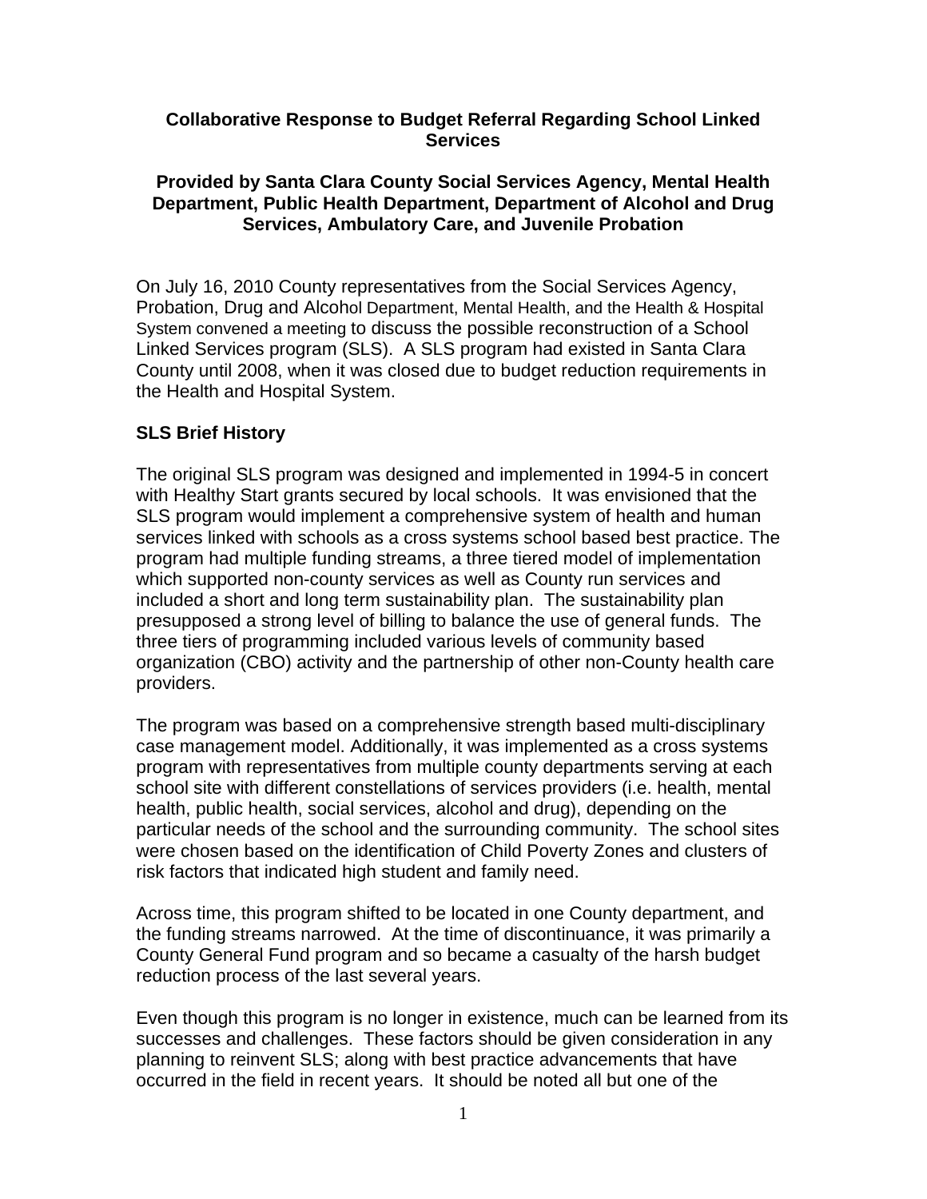**Collaborative Response to Budget Referral Regarding School Linked Services**

**Provided by Santa Clara County Social Services Agency, Mental Health Department, Public Health Department, Department of Alcohol and Drug Services, Ambulatory Care, and Juvenile Probation**

On July 16, 2010 County representatives from the Social Services Agency, Probation, Drug and Alcohol Department, Mental Health, and the Health & Hospital System convened a meeting to discuss the possible reconstruction of a School Linked Services program (SLS). A SLS program had existed in Santa Clara County until 2008, when it was closed due to budget reduction requirements in the Health and Hospital System.

**SLS Brief History**

The original SLS program was designed and implemented in 1994-5 in concert with Healthy Start grants secured by local schools. It was envisioned that the SLS program would implement a comprehensive system of health and human services linked with schools as a cross systems school based best practice. The program had multiple funding streams, a three tiered model of implementation which supported non-county services as well as County run services and included a short and long term sustainability plan. The sustainability plan presupposed a strong level of billing to balance the use of general funds. The three tiers of programming included various levels of community based organization (CBO) activity and the partnership of other non-County health care providers.

The program was based on a comprehensive strength based multi-disciplinary case management model. Additionally, it was implemented as a cross systems program with representatives from multiple county departments serving at each school site with different constellations of services providers (i.e. health, mental health, public health, social services, alcohol and drug), depending on the particular needs of the school and the surrounding community. The school sites were chosen based on the identification of Child Poverty Zones and clusters of risk factors that indicated high student and family need.

Across time, this program shifted to be located in one County department, and the funding streams narrowed. At the time of discontinuance, it was primarily a County General Fund program and so became a casualty of the harsh budget reduction process of the last several years.

Even though this program is no longer in existence, much can be learned from its successes and challenges. These factors should be given consideration in any planning to reinvent SLS; along with best practice advancements that have occurred in the field in recent years. It should be noted all but one of the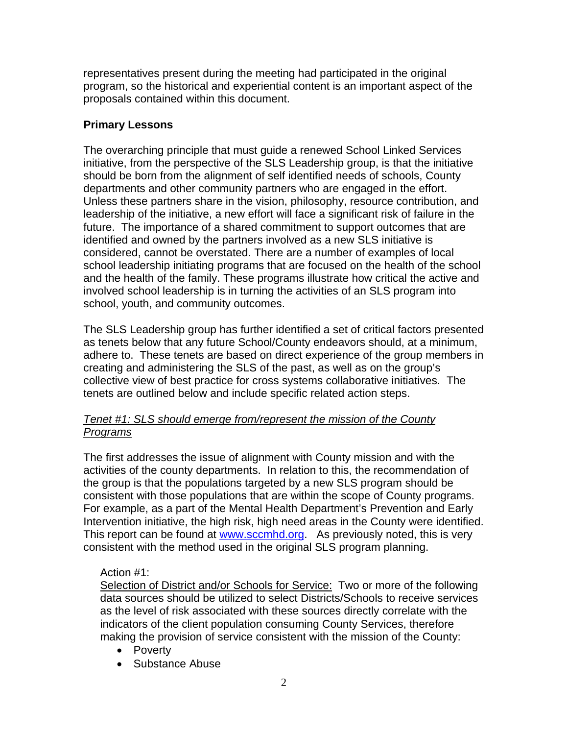representatives present during the meeting had participated in the original program, so the historical and experiential content is an important aspect of the proposals contained within this document.

**Primary Lessons**

The overarching principle that must guide a renewed School Linked Services initiative, from the perspective of the SLS Leadership group, is that the initiative should be born from the alignment of self identified needs of schools, County departments and other community partners who are engaged in the effort. Unless these partners share in the vision, philosophy, resource contribution, and leadership of the initiative, a new effort will face a significant risk of failure in the future. The importance of a shared commitment to support outcomes that are identified and owned by the partners involved as a new SLS initiative is considered, cannot be overstated. There are a number of examples of local school leadership initiating programs that are focused on the health of the school and the health of the family. These programs illustrate how critical the active and involved school leadership is in turning the activities of an SLS program into school, youth, and community outcomes.

The SLS Leadership group has further identified a set of critical factors presented as tenets below that any future School/County endeavors should, at a minimum, adhere to. These tenets are based on direct experience of the group members in creating and administering the SLS of the past, as well as on the group's collective view of best practice for cross systems collaborative initiatives. The tenets are outlined below and include specific related action steps.

*Tenet #1: SLS should emerge from/represent the mission of the County Programs*

The first addresses the issue of alignment with County mission and with the activities of the county departments. In relation to this, the recommendation of the group is that the populations targeted by a new SLS program should be consistent with those populations that are within the scope of County programs. For example, as a part of the Mental Health Department's Prevention and Early Intervention initiative, the high risk, high need areas in the County were identified. This report can be found at www.sccmhd.org. As previously noted, this is very consistent with the method used in the original SLS program planning.

Action #1:
Selection of District and/or Schools for Service: Two or more of the following data sources should be utilized to select Districts/Schools to receive services as the level of risk associated with these sources directly correlate with the indicators of the client population consuming County Services, therefore making the provision of service consistent with the mission of the County:

- Poverty
- Substance Abuse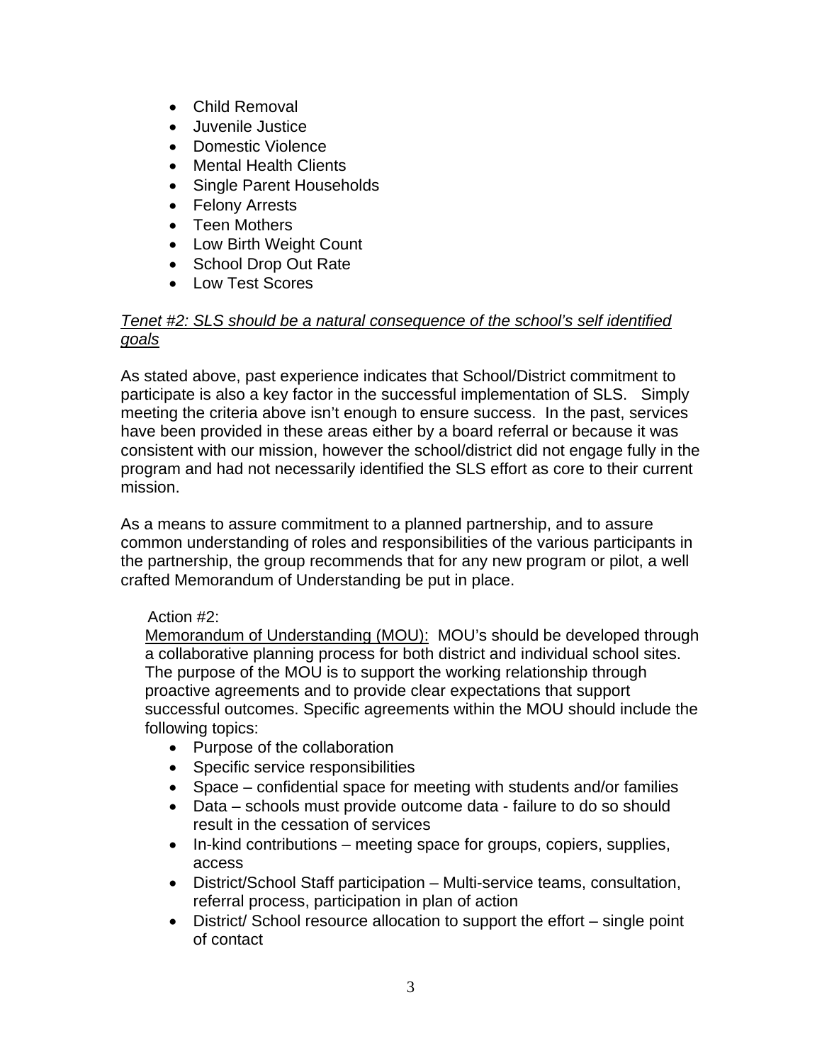- Child Removal
- Juvenile Justice
- Domestic Violence
- Mental Health Clients
- Single Parent Households
- Felony Arrests
- Teen Mothers
- Low Birth Weight Count
- School Drop Out Rate
- Low Test Scores

*<u>Tenet #2: SLS should be a natural consequence of the school's self identified goals</u>*

As stated above, past experience indicates that School/District commitment to participate is also a key factor in the successful implementation of SLS. Simply meeting the criteria above isn't enough to ensure success. In the past, services have been provided in these areas either by a board referral or because it was consistent with our mission, however the school/district did not engage fully in the program and had not necessarily identified the SLS effort as core to their current mission.

As a means to assure commitment to a planned partnership, and to assure common understanding of roles and responsibilities of the various participants in the partnership, the group recommends that for any new program or pilot, a well crafted Memorandum of Understanding be put in place.

Action #2:

<u>Memorandum of Understanding (MOU):</u> MOU's should be developed through a collaborative planning process for both district and individual school sites. The purpose of the MOU is to support the working relationship through proactive agreements and to provide clear expectations that support successful outcomes. Specific agreements within the MOU should include the following topics:

- Purpose of the collaboration
- Specific service responsibilities
- Space – confidential space for meeting with students and/or families
- Data – schools must provide outcome data - failure to do so should result in the cessation of services
- In-kind contributions – meeting space for groups, copiers, supplies, access
- District/School Staff participation – Multi-service teams, consultation, referral process, participation in plan of action
- District/ School resource allocation to support the effort – single point of contact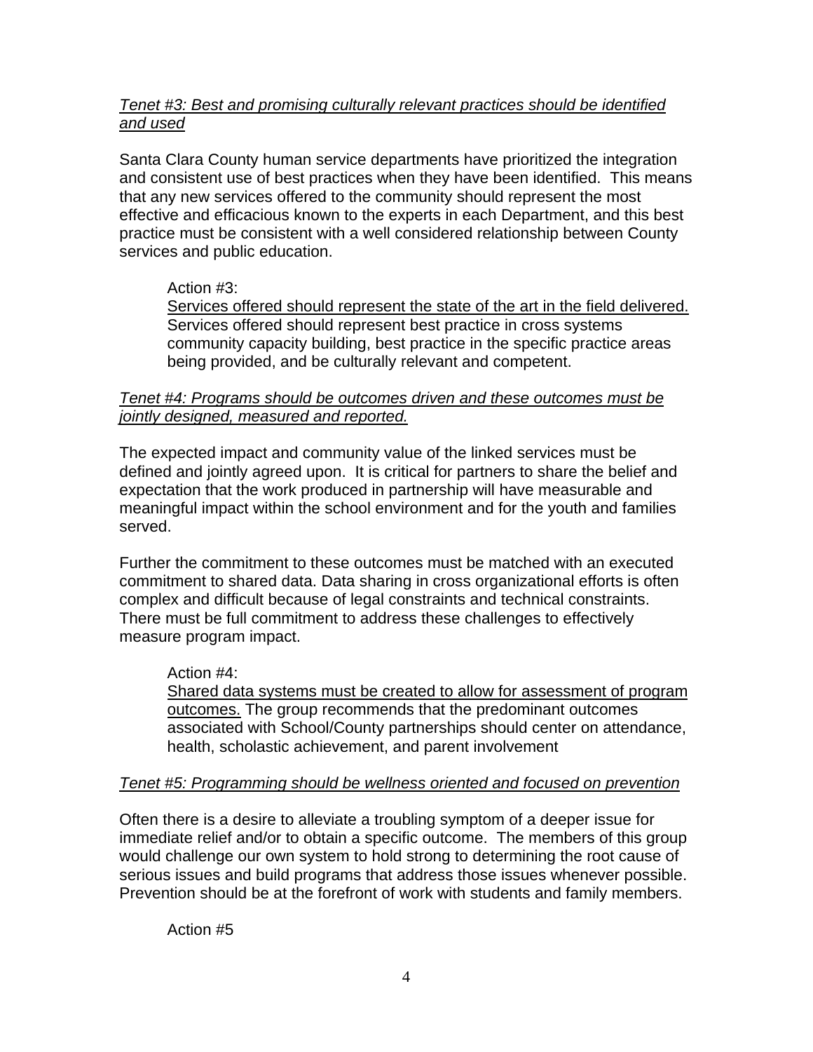*Tenet #3: Best and promising culturally relevant practices should be identified and used*

Santa Clara County human service departments have prioritized the integration and consistent use of best practices when they have been identified. This means that any new services offered to the community should represent the most effective and efficacious known to the experts in each Department, and this best practice must be consistent with a well considered relationship between County services and public education.

> Action #3:
> Services offered should represent the state of the art in the field delivered. Services offered should represent best practice in cross systems community capacity building, best practice in the specific practice areas being provided, and be culturally relevant and competent.

*Tenet #4: Programs should be outcomes driven and these outcomes must be jointly designed, measured and reported.*

The expected impact and community value of the linked services must be defined and jointly agreed upon. It is critical for partners to share the belief and expectation that the work produced in partnership will have measurable and meaningful impact within the school environment and for the youth and families served.

Further the commitment to these outcomes must be matched with an executed commitment to shared data. Data sharing in cross organizational efforts is often complex and difficult because of legal constraints and technical constraints. There must be full commitment to address these challenges to effectively measure program impact.

> Action #4:
> Shared data systems must be created to allow for assessment of program outcomes. The group recommends that the predominant outcomes associated with School/County partnerships should center on attendance, health, scholastic achievement, and parent involvement

*Tenet #5: Programming should be wellness oriented and focused on prevention*

Often there is a desire to alleviate a troubling symptom of a deeper issue for immediate relief and/or to obtain a specific outcome. The members of this group would challenge our own system to hold strong to determining the root cause of serious issues and build programs that address those issues whenever possible. Prevention should be at the forefront of work with students and family members.

> Action #5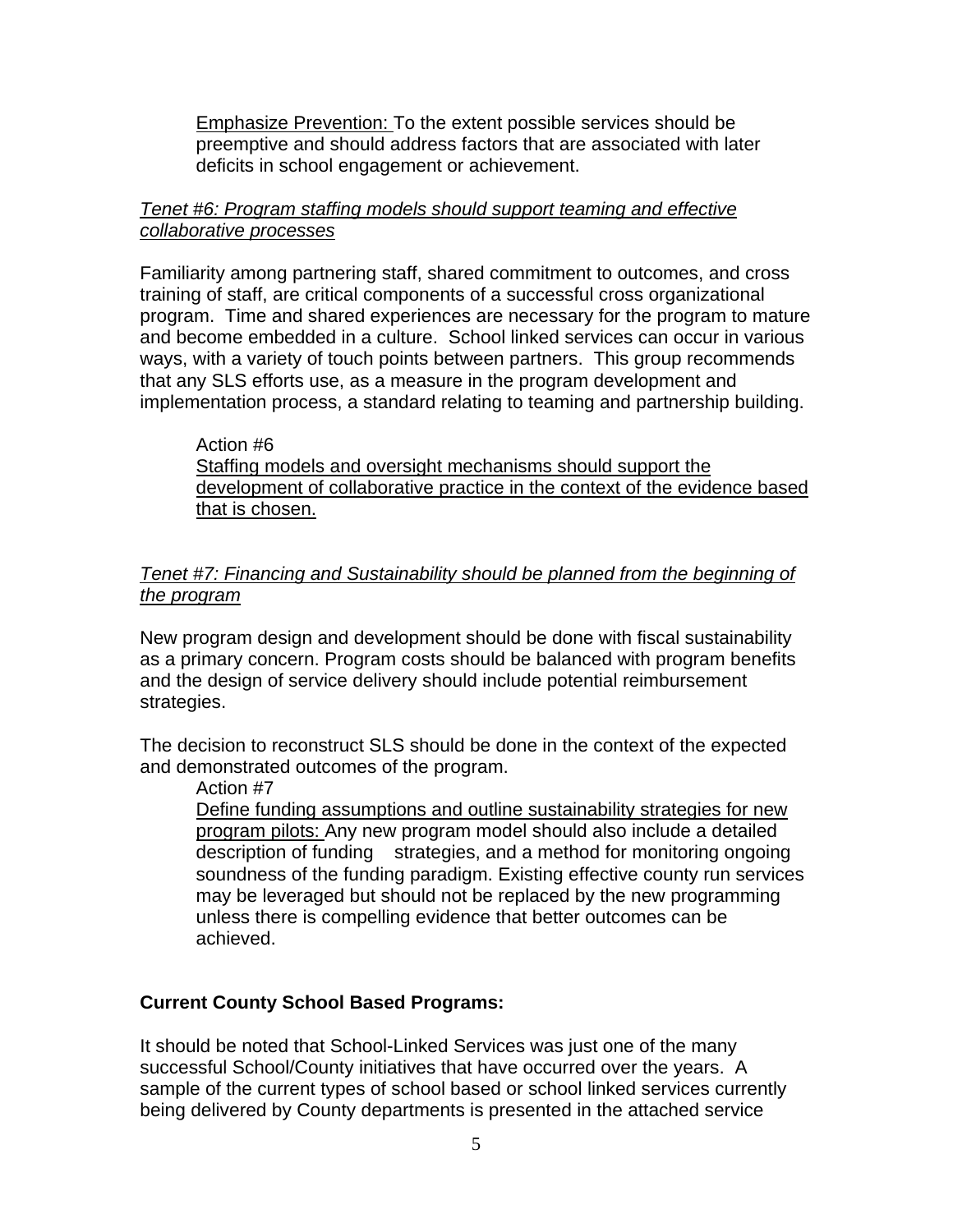Emphasize Prevention: To the extent possible services should be preemptive and should address factors that are associated with later deficits in school engagement or achievement.

*Tenet #6: Program staffing models should support teaming and effective collaborative processes*

Familiarity among partnering staff, shared commitment to outcomes, and cross training of staff, are critical components of a successful cross organizational program. Time and shared experiences are necessary for the program to mature and become embedded in a culture. School linked services can occur in various ways, with a variety of touch points between partners. This group recommends that any SLS efforts use, as a measure in the program development and implementation process, a standard relating to teaming and partnership building.

Action #6
Staffing models and oversight mechanisms should support the development of collaborative practice in the context of the evidence based that is chosen.

*Tenet #7: Financing and Sustainability should be planned from the beginning of the program*

New program design and development should be done with fiscal sustainability as a primary concern. Program costs should be balanced with program benefits and the design of service delivery should include potential reimbursement strategies.

The decision to reconstruct SLS should be done in the context of the expected and demonstrated outcomes of the program.

Action #7
Define funding assumptions and outline sustainability strategies for new program pilots: Any new program model should also include a detailed description of funding strategies, and a method for monitoring ongoing soundness of the funding paradigm. Existing effective county run services may be leveraged but should not be replaced by the new programming unless there is compelling evidence that better outcomes can be achieved.

**Current County School Based Programs:**

It should be noted that School-Linked Services was just one of the many successful School/County initiatives that have occurred over the years. A sample of the current types of school based or school linked services currently being delivered by County departments is presented in the attached service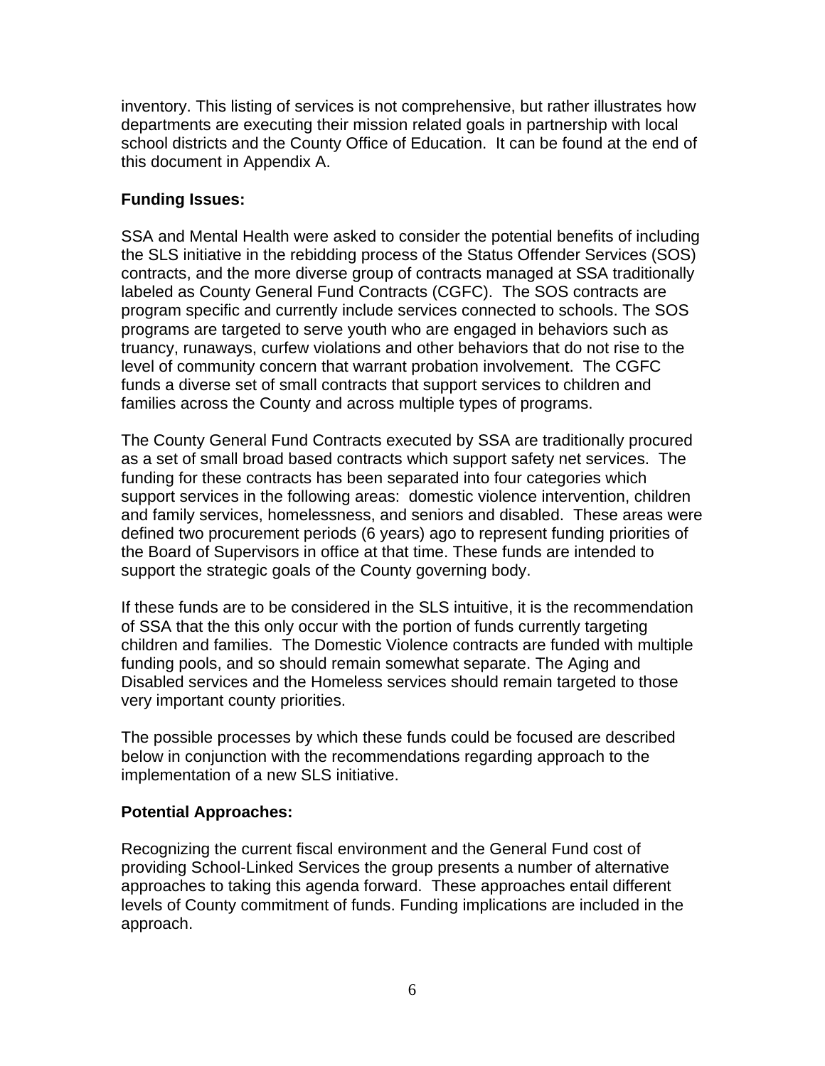inventory. This listing of services is not comprehensive, but rather illustrates how departments are executing their mission related goals in partnership with local school districts and the County Office of Education. It can be found at the end of this document in Appendix A.

**Funding Issues:**

SSA and Mental Health were asked to consider the potential benefits of including the SLS initiative in the rebidding process of the Status Offender Services (SOS) contracts, and the more diverse group of contracts managed at SSA traditionally labeled as County General Fund Contracts (CGFC). The SOS contracts are program specific and currently include services connected to schools. The SOS programs are targeted to serve youth who are engaged in behaviors such as truancy, runaways, curfew violations and other behaviors that do not rise to the level of community concern that warrant probation involvement. The CGFC funds a diverse set of small contracts that support services to children and families across the County and across multiple types of programs.

The County General Fund Contracts executed by SSA are traditionally procured as a set of small broad based contracts which support safety net services. The funding for these contracts has been separated into four categories which support services in the following areas: domestic violence intervention, children and family services, homelessness, and seniors and disabled. These areas were defined two procurement periods (6 years) ago to represent funding priorities of the Board of Supervisors in office at that time. These funds are intended to support the strategic goals of the County governing body.

If these funds are to be considered in the SLS intuitive, it is the recommendation of SSA that the this only occur with the portion of funds currently targeting children and families. The Domestic Violence contracts are funded with multiple funding pools, and so should remain somewhat separate. The Aging and Disabled services and the Homeless services should remain targeted to those very important county priorities.

The possible processes by which these funds could be focused are described below in conjunction with the recommendations regarding approach to the implementation of a new SLS initiative.

**Potential Approaches:**

Recognizing the current fiscal environment and the General Fund cost of providing School-Linked Services the group presents a number of alternative approaches to taking this agenda forward. These approaches entail different levels of County commitment of funds. Funding implications are included in the approach.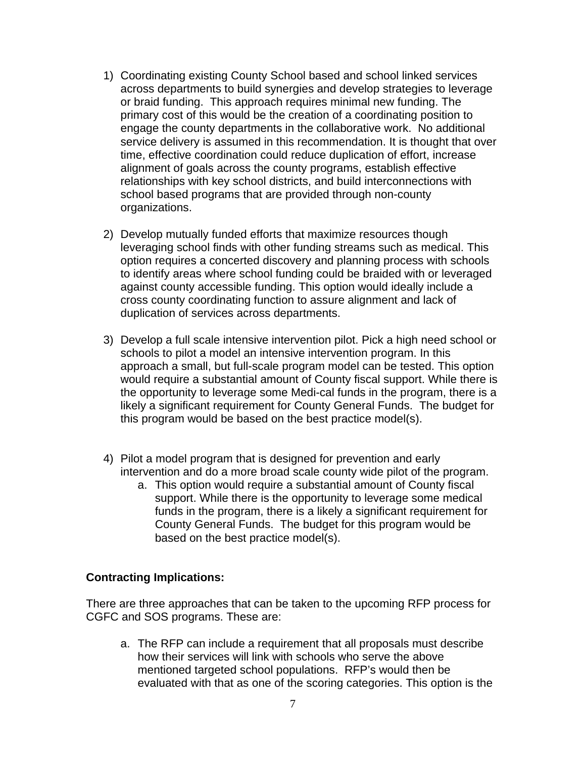1) Coordinating existing County School based and school linked services across departments to build synergies and develop strategies to leverage or braid funding. This approach requires minimal new funding. The primary cost of this would be the creation of a coordinating position to engage the county departments in the collaborative work. No additional service delivery is assumed in this recommendation. It is thought that over time, effective coordination could reduce duplication of effort, increase alignment of goals across the county programs, establish effective relationships with key school districts, and build interconnections with school based programs that are provided through non-county organizations.

2) Develop mutually funded efforts that maximize resources though leveraging school finds with other funding streams such as medical. This option requires a concerted discovery and planning process with schools to identify areas where school funding could be braided with or leveraged against county accessible funding. This option would ideally include a cross county coordinating function to assure alignment and lack of duplication of services across departments.

3) Develop a full scale intensive intervention pilot. Pick a high need school or schools to pilot a model an intensive intervention program. In this approach a small, but full-scale program model can be tested. This option would require a substantial amount of County fiscal support. While there is the opportunity to leverage some Medi-cal funds in the program, there is a likely a significant requirement for County General Funds. The budget for this program would be based on the best practice model(s).

4) Pilot a model program that is designed for prevention and early intervention and do a more broad scale county wide pilot of the program.
    a. This option would require a substantial amount of County fiscal support. While there is the opportunity to leverage some medical funds in the program, there is a likely a significant requirement for County General Funds. The budget for this program would be based on the best practice model(s).

**Contracting Implications:**

There are three approaches that can be taken to the upcoming RFP process for CGFC and SOS programs. These are:

a. The RFP can include a requirement that all proposals must describe how their services will link with schools who serve the above mentioned targeted school populations. RFP's would then be evaluated with that as one of the scoring categories. This option is the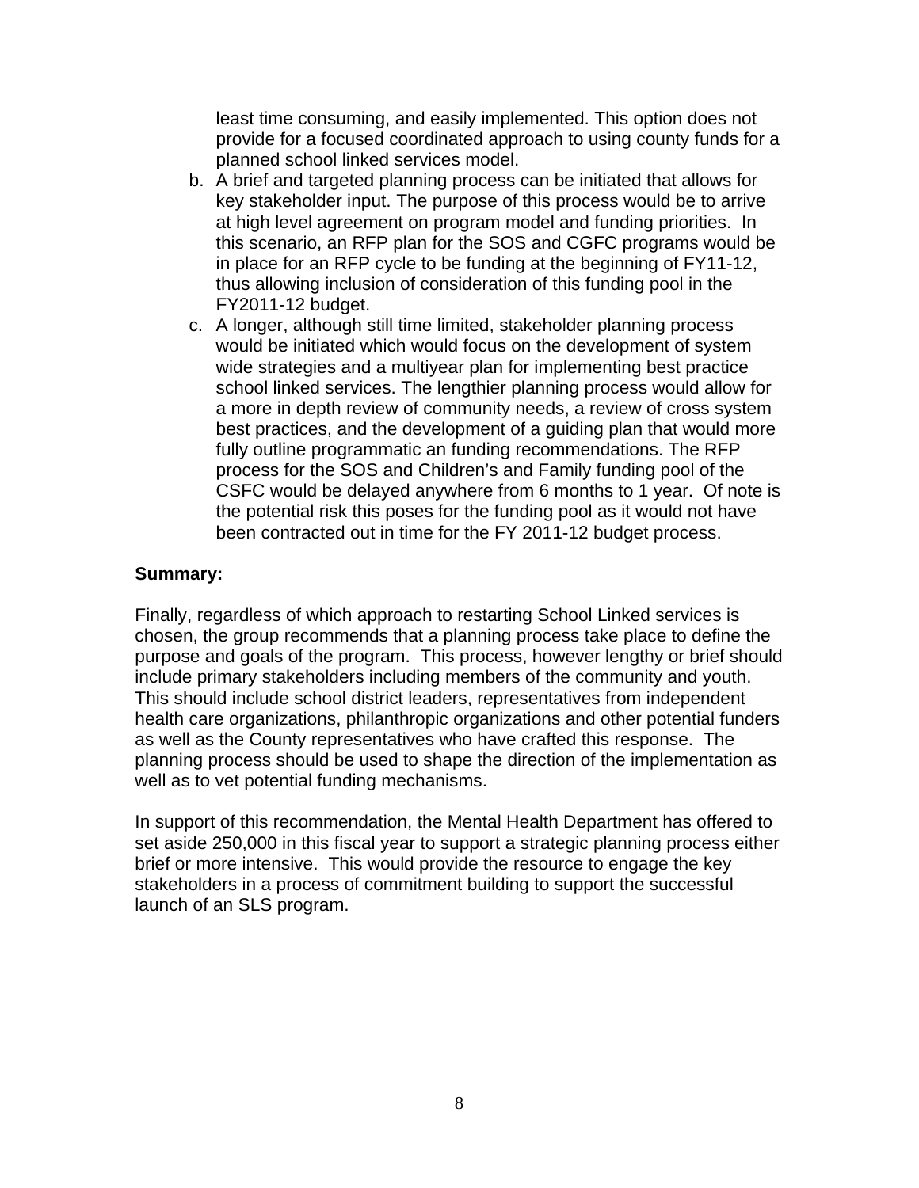least time consuming, and easily implemented. This option does not provide for a focused coordinated approach to using county funds for a planned school linked services model.

b. A brief and targeted planning process can be initiated that allows for key stakeholder input. The purpose of this process would be to arrive at high level agreement on program model and funding priorities. In this scenario, an RFP plan for the SOS and CGFC programs would be in place for an RFP cycle to be funding at the beginning of FY11-12, thus allowing inclusion of consideration of this funding pool in the FY2011-12 budget.
c. A longer, although still time limited, stakeholder planning process would be initiated which would focus on the development of system wide strategies and a multiyear plan for implementing best practice school linked services. The lengthier planning process would allow for a more in depth review of community needs, a review of cross system best practices, and the development of a guiding plan that would more fully outline programmatic an funding recommendations. The RFP process for the SOS and Children's and Family funding pool of the CSFC would be delayed anywhere from 6 months to 1 year. Of note is the potential risk this poses for the funding pool as it would not have been contracted out in time for the FY 2011-12 budget process.

**Summary:**

Finally, regardless of which approach to restarting School Linked services is chosen, the group recommends that a planning process take place to define the purpose and goals of the program. This process, however lengthy or brief should include primary stakeholders including members of the community and youth. This should include school district leaders, representatives from independent health care organizations, philanthropic organizations and other potential funders as well as the County representatives who have crafted this response. The planning process should be used to shape the direction of the implementation as well as to vet potential funding mechanisms.

In support of this recommendation, the Mental Health Department has offered to set aside 250,000 in this fiscal year to support a strategic planning process either brief or more intensive. This would provide the resource to engage the key stakeholders in a process of commitment building to support the successful launch of an SLS program.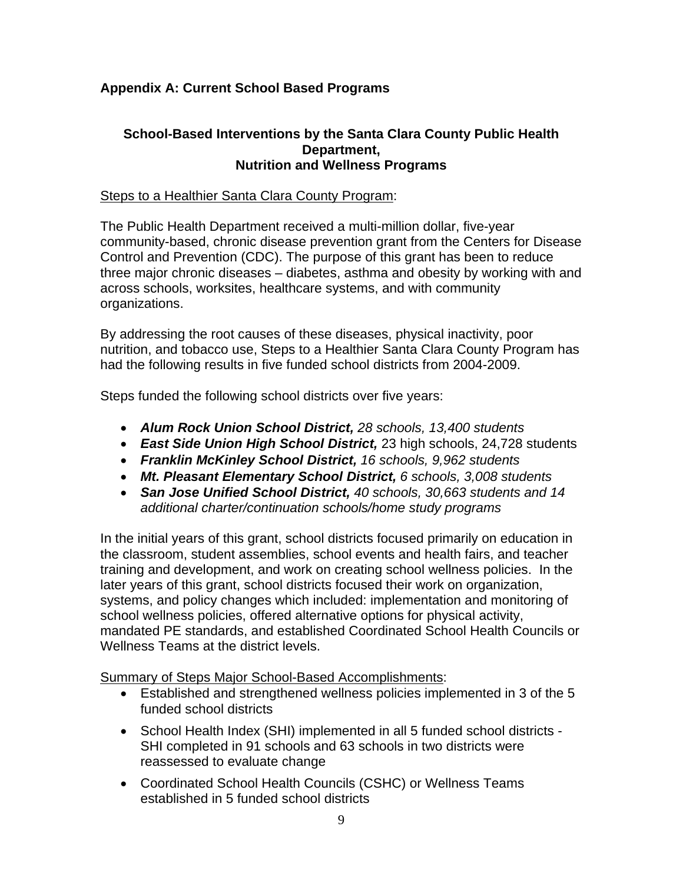## Appendix A: Current School Based Programs

### School-Based Interventions by the Santa Clara County Public Health Department, Nutrition and Wellness Programs

Steps to a Healthier Santa Clara County Program:

The Public Health Department received a multi-million dollar, five-year community-based, chronic disease prevention grant from the Centers for Disease Control and Prevention (CDC). The purpose of this grant has been to reduce three major chronic diseases – diabetes, asthma and obesity by working with and across schools, worksites, healthcare systems, and with community organizations.

By addressing the root causes of these diseases, physical inactivity, poor nutrition, and tobacco use, Steps to a Healthier Santa Clara County Program has had the following results in five funded school districts from 2004-2009.

Steps funded the following school districts over five years:

- ***Alum Rock Union School District,*** *28 schools, 13,400 students*
- ***East Side Union High School District,*** 23 high schools, 24,728 students
- ***Franklin McKinley School District,*** *16 schools, 9,962 students*
- ***Mt. Pleasant Elementary School District,*** *6 schools, 3,008 students*
- ***San Jose Unified School District,*** *40 schools, 30,663 students and 14 additional charter/continuation schools/home study programs*

In the initial years of this grant, school districts focused primarily on education in the classroom, student assemblies, school events and health fairs, and teacher training and development, and work on creating school wellness policies. In the later years of this grant, school districts focused their work on organization, systems, and policy changes which included: implementation and monitoring of school wellness policies, offered alternative options for physical activity, mandated PE standards, and established Coordinated School Health Councils or Wellness Teams at the district levels.

Summary of Steps Major School-Based Accomplishments:

- Established and strengthened wellness policies implemented in 3 of the 5 funded school districts
- School Health Index (SHI) implemented in all 5 funded school districts - SHI completed in 91 schools and 63 schools in two districts were reassessed to evaluate change
- Coordinated School Health Councils (CSHC) or Wellness Teams established in 5 funded school districts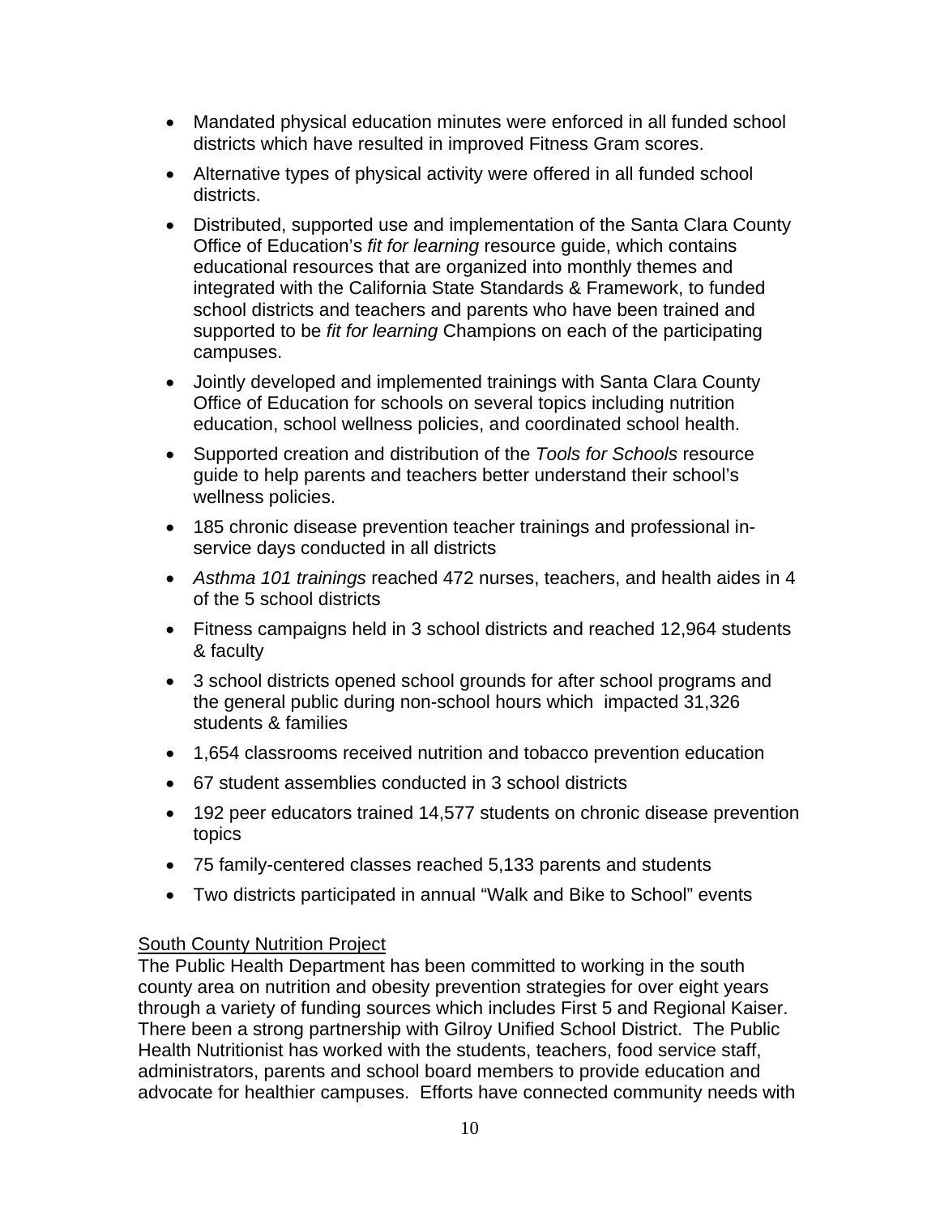- Mandated physical education minutes were enforced in all funded school districts which have resulted in improved Fitness Gram scores.
- Alternative types of physical activity were offered in all funded school districts.
- Distributed, supported use and implementation of the Santa Clara County Office of Education's *fit for learning* resource guide, which contains educational resources that are organized into monthly themes and integrated with the California State Standards & Framework, to funded school districts and teachers and parents who have been trained and supported to be *fit for learning* Champions on each of the participating campuses.
- Jointly developed and implemented trainings with Santa Clara County Office of Education for schools on several topics including nutrition education, school wellness policies, and coordinated school health.
- Supported creation and distribution of the *Tools for Schools* resource guide to help parents and teachers better understand their school's wellness policies.
- 185 chronic disease prevention teacher trainings and professional in-service days conducted in all districts
- *Asthma 101 trainings* reached 472 nurses, teachers, and health aides in 4 of the 5 school districts
- Fitness campaigns held in 3 school districts and reached 12,964 students & faculty
- 3 school districts opened school grounds for after school programs and the general public during non-school hours which impacted 31,326 students & families
- 1,654 classrooms received nutrition and tobacco prevention education
- 67 student assemblies conducted in 3 school districts
- 192 peer educators trained 14,577 students on chronic disease prevention topics
- 75 family-centered classes reached 5,133 parents and students
- Two districts participated in annual "Walk and Bike to School" events

<u>South County Nutrition Project</u>

The Public Health Department has been committed to working in the south county area on nutrition and obesity prevention strategies for over eight years through a variety of funding sources which includes First 5 and Regional Kaiser. There been a strong partnership with Gilroy Unified School District. The Public Health Nutritionist has worked with the students, teachers, food service staff, administrators, parents and school board members to provide education and advocate for healthier campuses. Efforts have connected community needs with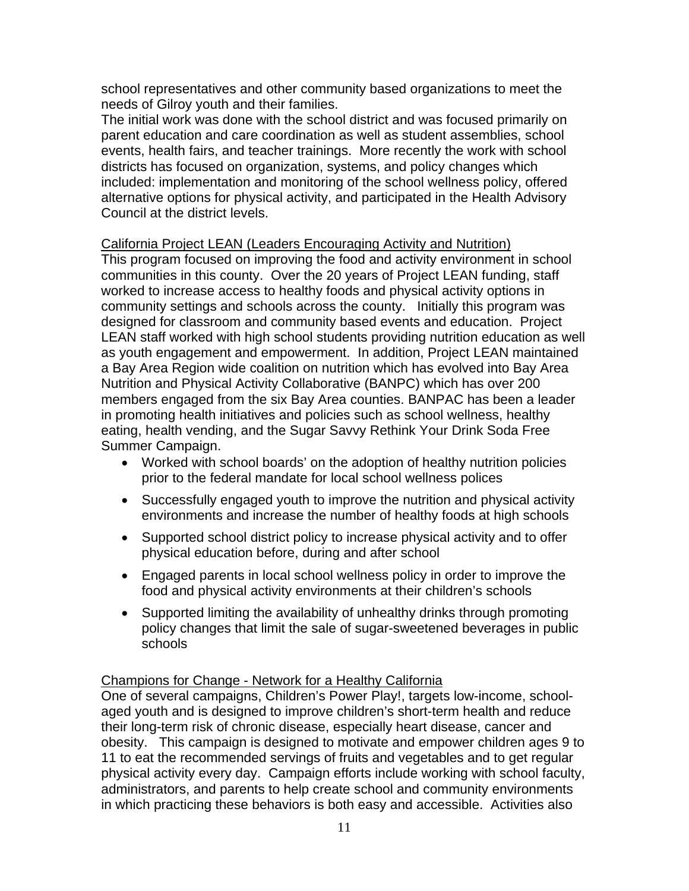school representatives and other community based organizations to meet the needs of Gilroy youth and their families.
The initial work was done with the school district and was focused primarily on parent education and care coordination as well as student assemblies, school events, health fairs, and teacher trainings. More recently the work with school districts has focused on organization, systems, and policy changes which included: implementation and monitoring of the school wellness policy, offered alternative options for physical activity, and participated in the Health Advisory Council at the district levels.

California Project LEAN (Leaders Encouraging Activity and Nutrition)
This program focused on improving the food and activity environment in school communities in this county. Over the 20 years of Project LEAN funding, staff worked to increase access to healthy foods and physical activity options in community settings and schools across the county. Initially this program was designed for classroom and community based events and education. Project LEAN staff worked with high school students providing nutrition education as well as youth engagement and empowerment. In addition, Project LEAN maintained a Bay Area Region wide coalition on nutrition which has evolved into Bay Area Nutrition and Physical Activity Collaborative (BANPC) which has over 200 members engaged from the six Bay Area counties. BANPAC has been a leader in promoting health initiatives and policies such as school wellness, healthy eating, health vending, and the Sugar Savvy Rethink Your Drink Soda Free Summer Campaign.

- Worked with school boards' on the adoption of healthy nutrition policies prior to the federal mandate for local school wellness polices
- Successfully engaged youth to improve the nutrition and physical activity environments and increase the number of healthy foods at high schools
- Supported school district policy to increase physical activity and to offer physical education before, during and after school
- Engaged parents in local school wellness policy in order to improve the food and physical activity environments at their children's schools
- Supported limiting the availability of unhealthy drinks through promoting policy changes that limit the sale of sugar-sweetened beverages in public schools

Champions for Change - Network for a Healthy California
One of several campaigns, Children's Power Play!, targets low-income, school-aged youth and is designed to improve children's short-term health and reduce their long-term risk of chronic disease, especially heart disease, cancer and obesity. This campaign is designed to motivate and empower children ages 9 to 11 to eat the recommended servings of fruits and vegetables and to get regular physical activity every day. Campaign efforts include working with school faculty, administrators, and parents to help create school and community environments in which practicing these behaviors is both easy and accessible. Activities also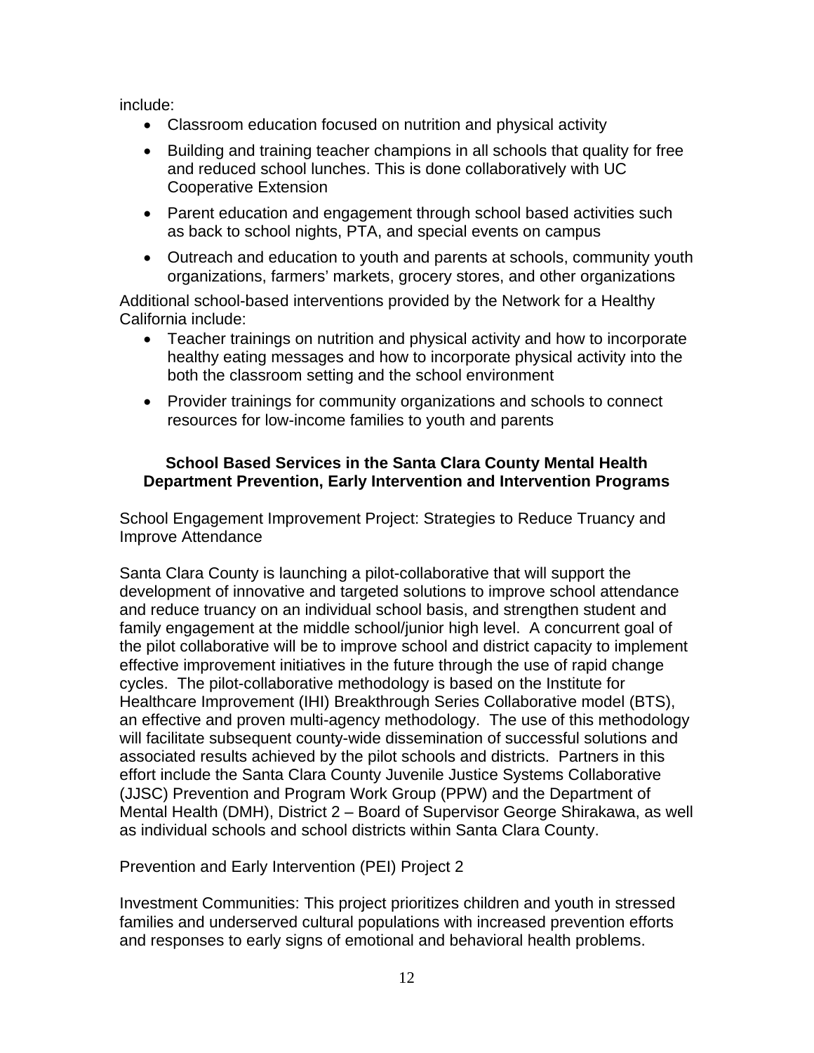include:

- Classroom education focused on nutrition and physical activity
- Building and training teacher champions in all schools that quality for free and reduced school lunches. This is done collaboratively with UC Cooperative Extension
- Parent education and engagement through school based activities such as back to school nights, PTA, and special events on campus
- Outreach and education to youth and parents at schools, community youth organizations, farmers' markets, grocery stores, and other organizations

Additional school-based interventions provided by the Network for a Healthy California include:

- Teacher trainings on nutrition and physical activity and how to incorporate healthy eating messages and how to incorporate physical activity into the both the classroom setting and the school environment
- Provider trainings for community organizations and schools to connect resources for low-income families to youth and parents

**School Based Services in the Santa Clara County Mental Health Department Prevention, Early Intervention and Intervention Programs**

School Engagement Improvement Project: Strategies to Reduce Truancy and Improve Attendance

Santa Clara County is launching a pilot-collaborative that will support the development of innovative and targeted solutions to improve school attendance and reduce truancy on an individual school basis, and strengthen student and family engagement at the middle school/junior high level. A concurrent goal of the pilot collaborative will be to improve school and district capacity to implement effective improvement initiatives in the future through the use of rapid change cycles. The pilot-collaborative methodology is based on the Institute for Healthcare Improvement (IHI) Breakthrough Series Collaborative model (BTS), an effective and proven multi-agency methodology. The use of this methodology will facilitate subsequent county-wide dissemination of successful solutions and associated results achieved by the pilot schools and districts. Partners in this effort include the Santa Clara County Juvenile Justice Systems Collaborative (JJSC) Prevention and Program Work Group (PPW) and the Department of Mental Health (DMH), District 2 – Board of Supervisor George Shirakawa, as well as individual schools and school districts within Santa Clara County.

Prevention and Early Intervention (PEI) Project 2

Investment Communities: This project prioritizes children and youth in stressed families and underserved cultural populations with increased prevention efforts and responses to early signs of emotional and behavioral health problems.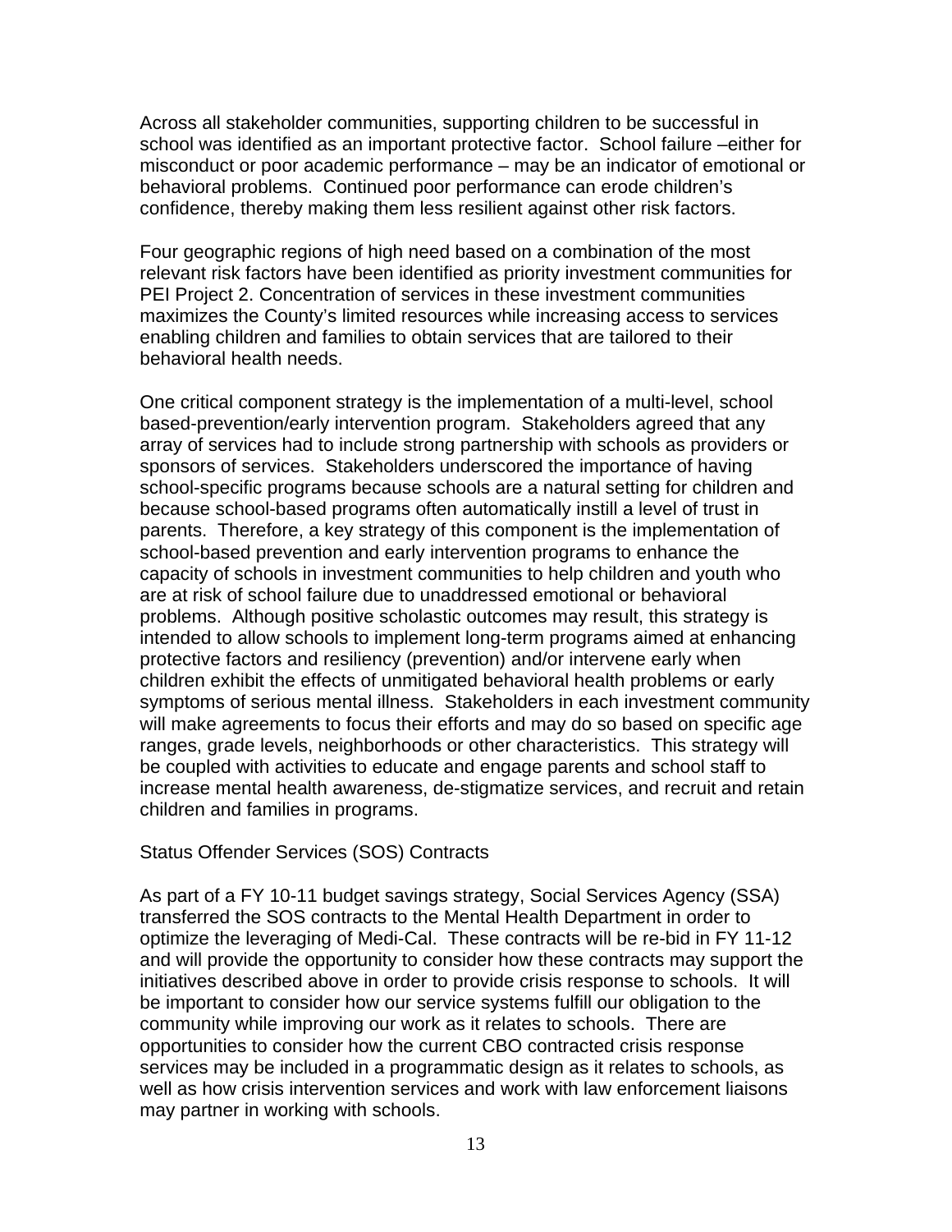Across all stakeholder communities, supporting children to be successful in school was identified as an important protective factor. School failure –either for misconduct or poor academic performance – may be an indicator of emotional or behavioral problems. Continued poor performance can erode children's confidence, thereby making them less resilient against other risk factors.

Four geographic regions of high need based on a combination of the most relevant risk factors have been identified as priority investment communities for PEI Project 2. Concentration of services in these investment communities maximizes the County's limited resources while increasing access to services enabling children and families to obtain services that are tailored to their behavioral health needs.

One critical component strategy is the implementation of a multi-level, school based-prevention/early intervention program. Stakeholders agreed that any array of services had to include strong partnership with schools as providers or sponsors of services. Stakeholders underscored the importance of having school-specific programs because schools are a natural setting for children and because school-based programs often automatically instill a level of trust in parents. Therefore, a key strategy of this component is the implementation of school-based prevention and early intervention programs to enhance the capacity of schools in investment communities to help children and youth who are at risk of school failure due to unaddressed emotional or behavioral problems. Although positive scholastic outcomes may result, this strategy is intended to allow schools to implement long-term programs aimed at enhancing protective factors and resiliency (prevention) and/or intervene early when children exhibit the effects of unmitigated behavioral health problems or early symptoms of serious mental illness. Stakeholders in each investment community will make agreements to focus their efforts and may do so based on specific age ranges, grade levels, neighborhoods or other characteristics. This strategy will be coupled with activities to educate and engage parents and school staff to increase mental health awareness, de-stigmatize services, and recruit and retain children and families in programs.

Status Offender Services (SOS) Contracts

As part of a FY 10-11 budget savings strategy, Social Services Agency (SSA) transferred the SOS contracts to the Mental Health Department in order to optimize the leveraging of Medi-Cal. These contracts will be re-bid in FY 11-12 and will provide the opportunity to consider how these contracts may support the initiatives described above in order to provide crisis response to schools. It will be important to consider how our service systems fulfill our obligation to the community while improving our work as it relates to schools. There are opportunities to consider how the current CBO contracted crisis response services may be included in a programmatic design as it relates to schools, as well as how crisis intervention services and work with law enforcement liaisons may partner in working with schools.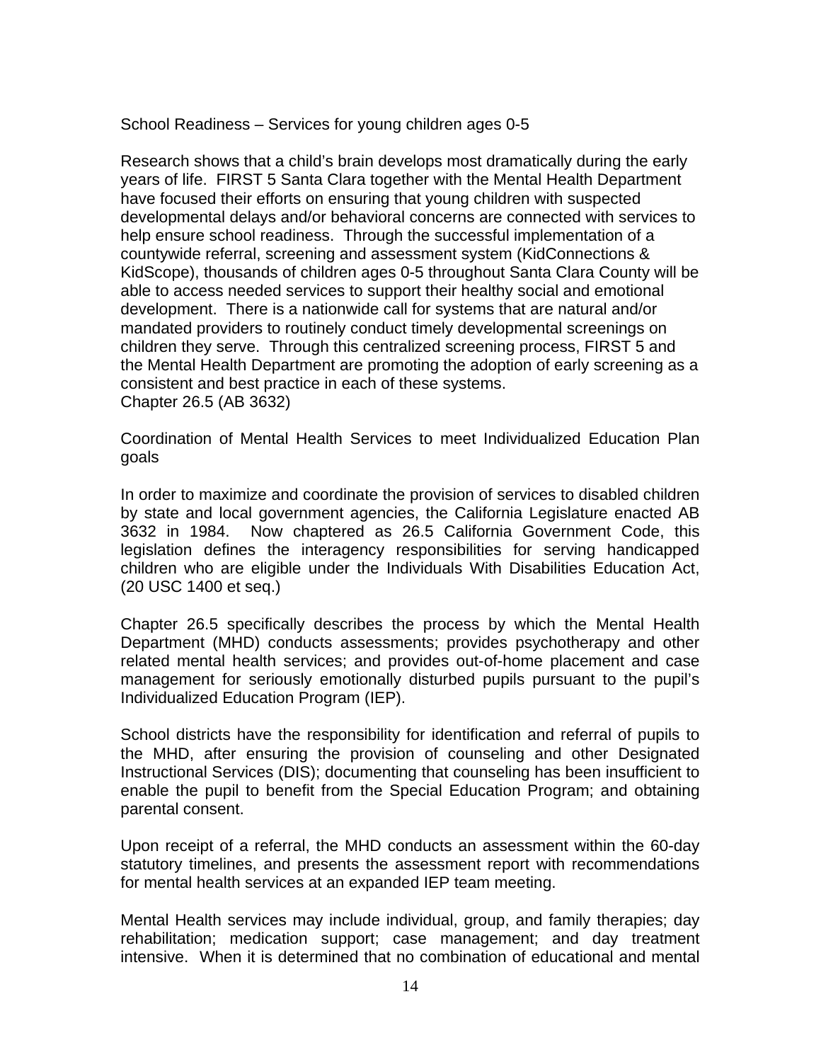School Readiness – Services for young children ages 0-5

Research shows that a child's brain develops most dramatically during the early years of life. FIRST 5 Santa Clara together with the Mental Health Department have focused their efforts on ensuring that young children with suspected developmental delays and/or behavioral concerns are connected with services to help ensure school readiness. Through the successful implementation of a countywide referral, screening and assessment system (KidConnections & KidScope), thousands of children ages 0-5 throughout Santa Clara County will be able to access needed services to support their healthy social and emotional development. There is a nationwide call for systems that are natural and/or mandated providers to routinely conduct timely developmental screenings on children they serve. Through this centralized screening process, FIRST 5 and the Mental Health Department are promoting the adoption of early screening as a consistent and best practice in each of these systems.

Chapter 26.5 (AB 3632)

Coordination of Mental Health Services to meet Individualized Education Plan goals

In order to maximize and coordinate the provision of services to disabled children by state and local government agencies, the California Legislature enacted AB 3632 in 1984. Now chaptered as 26.5 California Government Code, this legislation defines the interagency responsibilities for serving handicapped children who are eligible under the Individuals With Disabilities Education Act, (20 USC 1400 et seq.)

Chapter 26.5 specifically describes the process by which the Mental Health Department (MHD) conducts assessments; provides psychotherapy and other related mental health services; and provides out-of-home placement and case management for seriously emotionally disturbed pupils pursuant to the pupil's Individualized Education Program (IEP).

School districts have the responsibility for identification and referral of pupils to the MHD, after ensuring the provision of counseling and other Designated Instructional Services (DIS); documenting that counseling has been insufficient to enable the pupil to benefit from the Special Education Program; and obtaining parental consent.

Upon receipt of a referral, the MHD conducts an assessment within the 60-day statutory timelines, and presents the assessment report with recommendations for mental health services at an expanded IEP team meeting.

Mental Health services may include individual, group, and family therapies; day rehabilitation; medication support; case management; and day treatment intensive. When it is determined that no combination of educational and mental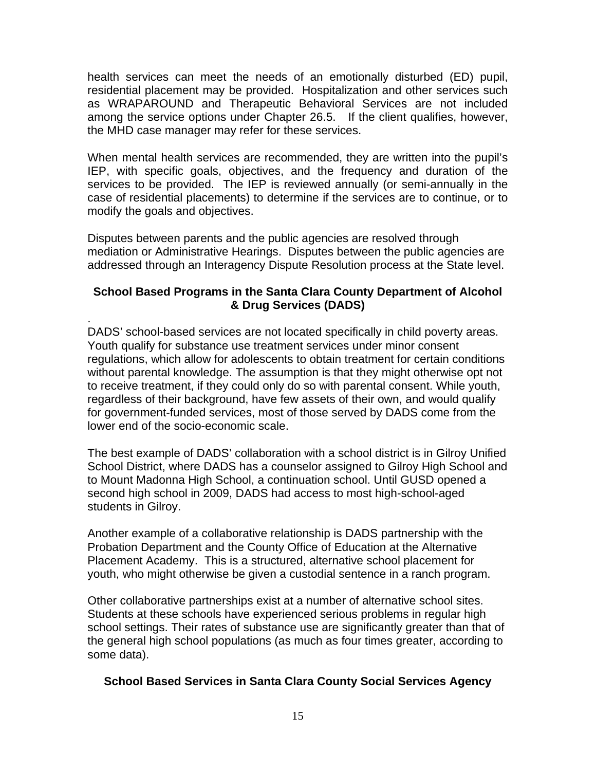health services can meet the needs of an emotionally disturbed (ED) pupil, residential placement may be provided. Hospitalization and other services such as WRAPAROUND and Therapeutic Behavioral Services are not included among the service options under Chapter 26.5. If the client qualifies, however, the MHD case manager may refer for these services.

When mental health services are recommended, they are written into the pupil's IEP, with specific goals, objectives, and the frequency and duration of the services to be provided. The IEP is reviewed annually (or semi-annually in the case of residential placements) to determine if the services are to continue, or to modify the goals and objectives.

Disputes between parents and the public agencies are resolved through mediation or Administrative Hearings. Disputes between the public agencies are addressed through an Interagency Dispute Resolution process at the State level.

### School Based Programs in the Santa Clara County Department of Alcohol & Drug Services (DADS)

.
DADS' school-based services are not located specifically in child poverty areas. Youth qualify for substance use treatment services under minor consent regulations, which allow for adolescents to obtain treatment for certain conditions without parental knowledge. The assumption is that they might otherwise opt not to receive treatment, if they could only do so with parental consent. While youth, regardless of their background, have few assets of their own, and would qualify for government-funded services, most of those served by DADS come from the lower end of the socio-economic scale.

The best example of DADS' collaboration with a school district is in Gilroy Unified School District, where DADS has a counselor assigned to Gilroy High School and to Mount Madonna High School, a continuation school. Until GUSD opened a second high school in 2009, DADS had access to most high-school-aged students in Gilroy.

Another example of a collaborative relationship is DADS partnership with the Probation Department and the County Office of Education at the Alternative Placement Academy. This is a structured, alternative school placement for youth, who might otherwise be given a custodial sentence in a ranch program.

Other collaborative partnerships exist at a number of alternative school sites. Students at these schools have experienced serious problems in regular high school settings. Their rates of substance use are significantly greater than that of the general high school populations (as much as four times greater, according to some data).

### School Based Services in Santa Clara County Social Services Agency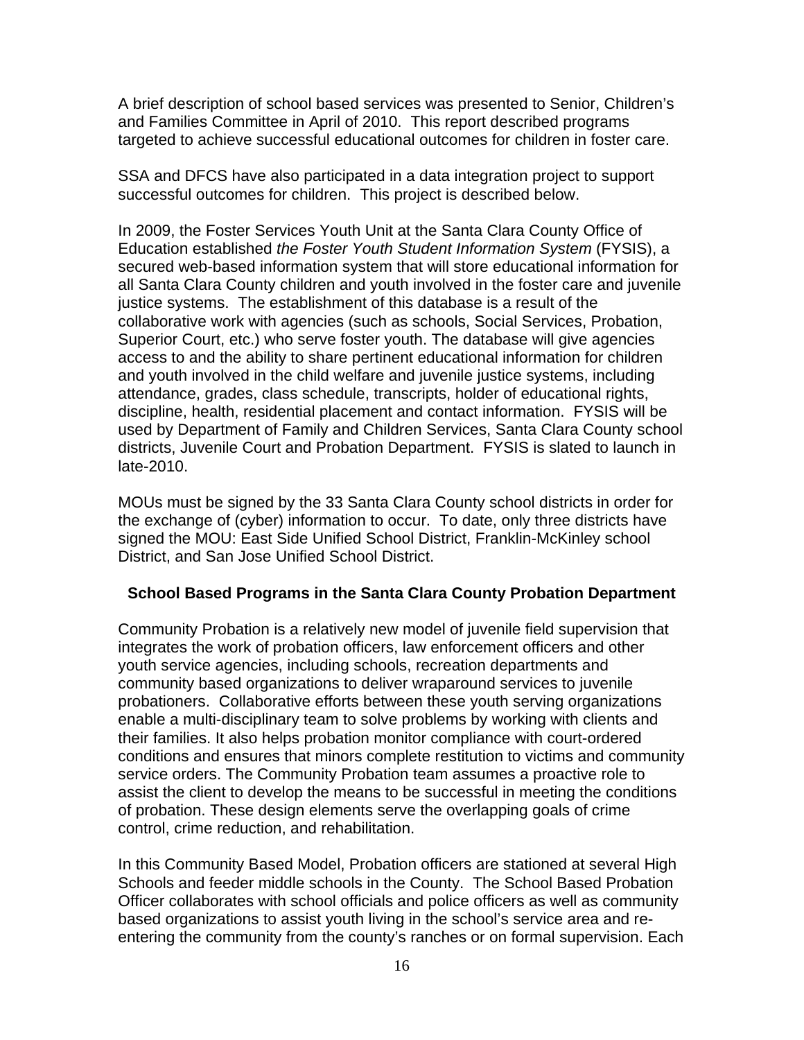A brief description of school based services was presented to Senior, Children's and Families Committee in April of 2010. This report described programs targeted to achieve successful educational outcomes for children in foster care.

SSA and DFCS have also participated in a data integration project to support successful outcomes for children. This project is described below.

In 2009, the Foster Services Youth Unit at the Santa Clara County Office of Education established *the Foster Youth Student Information System* (FYSIS), a secured web-based information system that will store educational information for all Santa Clara County children and youth involved in the foster care and juvenile justice systems. The establishment of this database is a result of the collaborative work with agencies (such as schools, Social Services, Probation, Superior Court, etc.) who serve foster youth. The database will give agencies access to and the ability to share pertinent educational information for children and youth involved in the child welfare and juvenile justice systems, including attendance, grades, class schedule, transcripts, holder of educational rights, discipline, health, residential placement and contact information. FYSIS will be used by Department of Family and Children Services, Santa Clara County school districts, Juvenile Court and Probation Department. FYSIS is slated to launch in late-2010.

MOUs must be signed by the 33 Santa Clara County school districts in order for the exchange of (cyber) information to occur. To date, only three districts have signed the MOU: East Side Unified School District, Franklin-McKinley school District, and San Jose Unified School District.

**School Based Programs in the Santa Clara County Probation Department**

Community Probation is a relatively new model of juvenile field supervision that integrates the work of probation officers, law enforcement officers and other youth service agencies, including schools, recreation departments and community based organizations to deliver wraparound services to juvenile probationers. Collaborative efforts between these youth serving organizations enable a multi-disciplinary team to solve problems by working with clients and their families. It also helps probation monitor compliance with court-ordered conditions and ensures that minors complete restitution to victims and community service orders. The Community Probation team assumes a proactive role to assist the client to develop the means to be successful in meeting the conditions of probation. These design elements serve the overlapping goals of crime control, crime reduction, and rehabilitation.

In this Community Based Model, Probation officers are stationed at several High Schools and feeder middle schools in the County. The School Based Probation Officer collaborates with school officials and police officers as well as community based organizations to assist youth living in the school's service area and re-entering the community from the county's ranches or on formal supervision. Each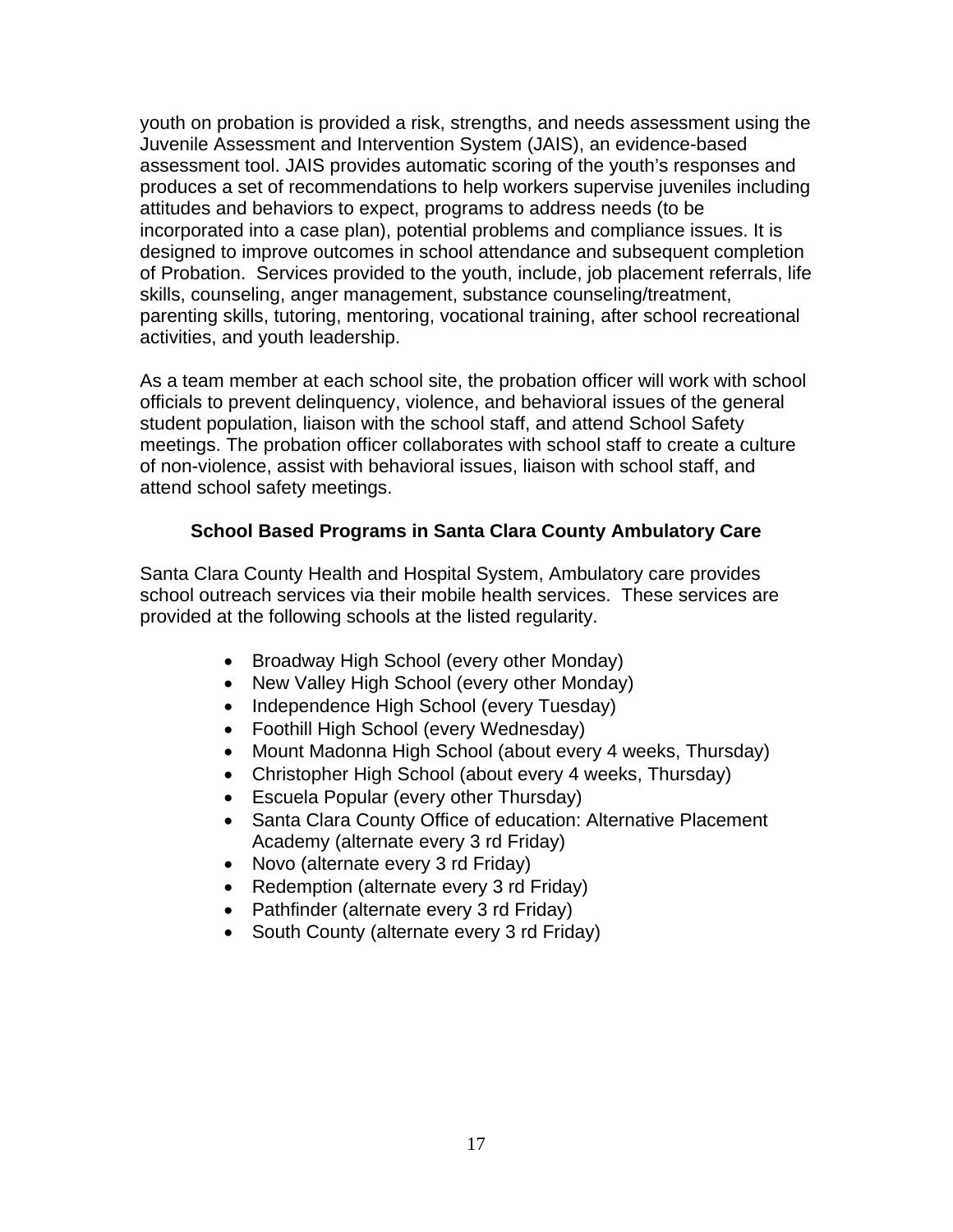youth on probation is provided a risk, strengths, and needs assessment using the Juvenile Assessment and Intervention System (JAIS), an evidence-based assessment tool. JAIS provides automatic scoring of the youth's responses and produces a set of recommendations to help workers supervise juveniles including attitudes and behaviors to expect, programs to address needs (to be incorporated into a case plan), potential problems and compliance issues. It is designed to improve outcomes in school attendance and subsequent completion of Probation. Services provided to the youth, include, job placement referrals, life skills, counseling, anger management, substance counseling/treatment, parenting skills, tutoring, mentoring, vocational training, after school recreational activities, and youth leadership.

As a team member at each school site, the probation officer will work with school officials to prevent delinquency, violence, and behavioral issues of the general student population, liaison with the school staff, and attend School Safety meetings. The probation officer collaborates with school staff to create a culture of non-violence, assist with behavioral issues, liaison with school staff, and attend school safety meetings.

### School Based Programs in Santa Clara County Ambulatory Care

Santa Clara County Health and Hospital System, Ambulatory care provides school outreach services via their mobile health services. These services are provided at the following schools at the listed regularity.

- Broadway High School (every other Monday)
- New Valley High School (every other Monday)
- Independence High School (every Tuesday)
- Foothill High School (every Wednesday)
- Mount Madonna High School (about every 4 weeks, Thursday)
- Christopher High School (about every 4 weeks, Thursday)
- Escuela Popular (every other Thursday)
- Santa Clara County Office of education: Alternative Placement Academy (alternate every 3 rd Friday)
- Novo (alternate every 3 rd Friday)
- Redemption (alternate every 3 rd Friday)
- Pathfinder (alternate every 3 rd Friday)
- South County (alternate every 3 rd Friday)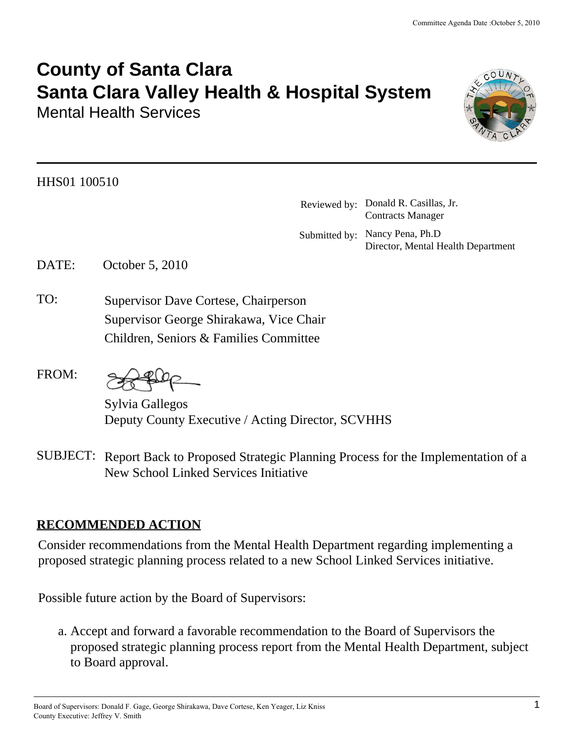# County of Santa Clara
# Santa Clara Valley Health & Hospital System
Mental Health Services

HHS01 100510

Reviewed by: Donald R. Casillas, Jr.
Contracts Manager

Submitted by: Nancy Pena, Ph.D
Director, Mental Health Department

DATE: October 5, 2010

TO: Supervisor Dave Cortese, Chairperson
Supervisor George Shirakawa, Vice Chair
Children, Seniors & Families Committee

FROM: Sylvia Gallegos
Deputy County Executive / Acting Director, SCVHHS

SUBJECT: Report Back to Proposed Strategic Planning Process for the Implementation of a New School Linked Services Initiative

## RECOMMENDED ACTION

Consider recommendations from the Mental Health Department regarding implementing a proposed strategic planning process related to a new School Linked Services initiative.

Possible future action by the Board of Supervisors:

a. Accept and forward a favorable recommendation to the Board of Supervisors the proposed strategic planning process report from the Mental Health Department, subject to Board approval.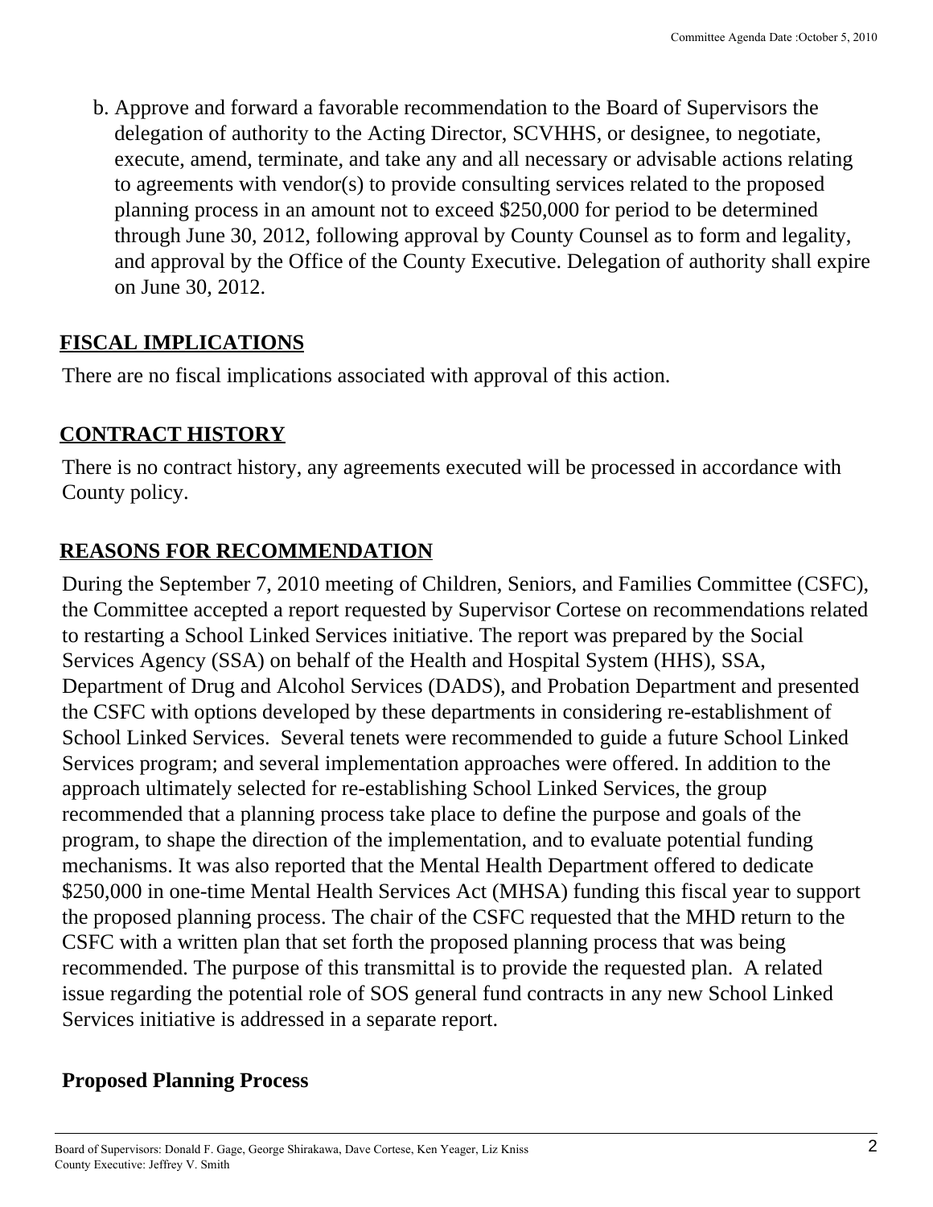b. Approve and forward a favorable recommendation to the Board of Supervisors the delegation of authority to the Acting Director, SCVHHS, or designee, to negotiate, execute, amend, terminate, and take any and all necessary or advisable actions relating to agreements with vendor(s) to provide consulting services related to the proposed planning process in an amount not to exceed $250,000 for period to be determined through June 30, 2012, following approval by County Counsel as to form and legality, and approval by the Office of the County Executive. Delegation of authority shall expire on June 30, 2012.

## FISCAL IMPLICATIONS

There are no fiscal implications associated with approval of this action.

## CONTRACT HISTORY

There is no contract history, any agreements executed will be processed in accordance with County policy.

## REASONS FOR RECOMMENDATION

During the September 7, 2010 meeting of Children, Seniors, and Families Committee (CSFC), the Committee accepted a report requested by Supervisor Cortese on recommendations related to restarting a School Linked Services initiative. The report was prepared by the Social Services Agency (SSA) on behalf of the Health and Hospital System (HHS), SSA, Department of Drug and Alcohol Services (DADS), and Probation Department and presented the CSFC with options developed by these departments in considering re-establishment of School Linked Services. Several tenets were recommended to guide a future School Linked Services program; and several implementation approaches were offered. In addition to the approach ultimately selected for re-establishing School Linked Services, the group recommended that a planning process take place to define the purpose and goals of the program, to shape the direction of the implementation, and to evaluate potential funding mechanisms. It was also reported that the Mental Health Department offered to dedicate $250,000 in one-time Mental Health Services Act (MHSA) funding this fiscal year to support the proposed planning process. The chair of the CSFC requested that the MHD return to the CSFC with a written plan that set forth the proposed planning process that was being recommended. The purpose of this transmittal is to provide the requested plan. A related issue regarding the potential role of SOS general fund contracts in any new School Linked Services initiative is addressed in a separate report.

### Proposed Planning Process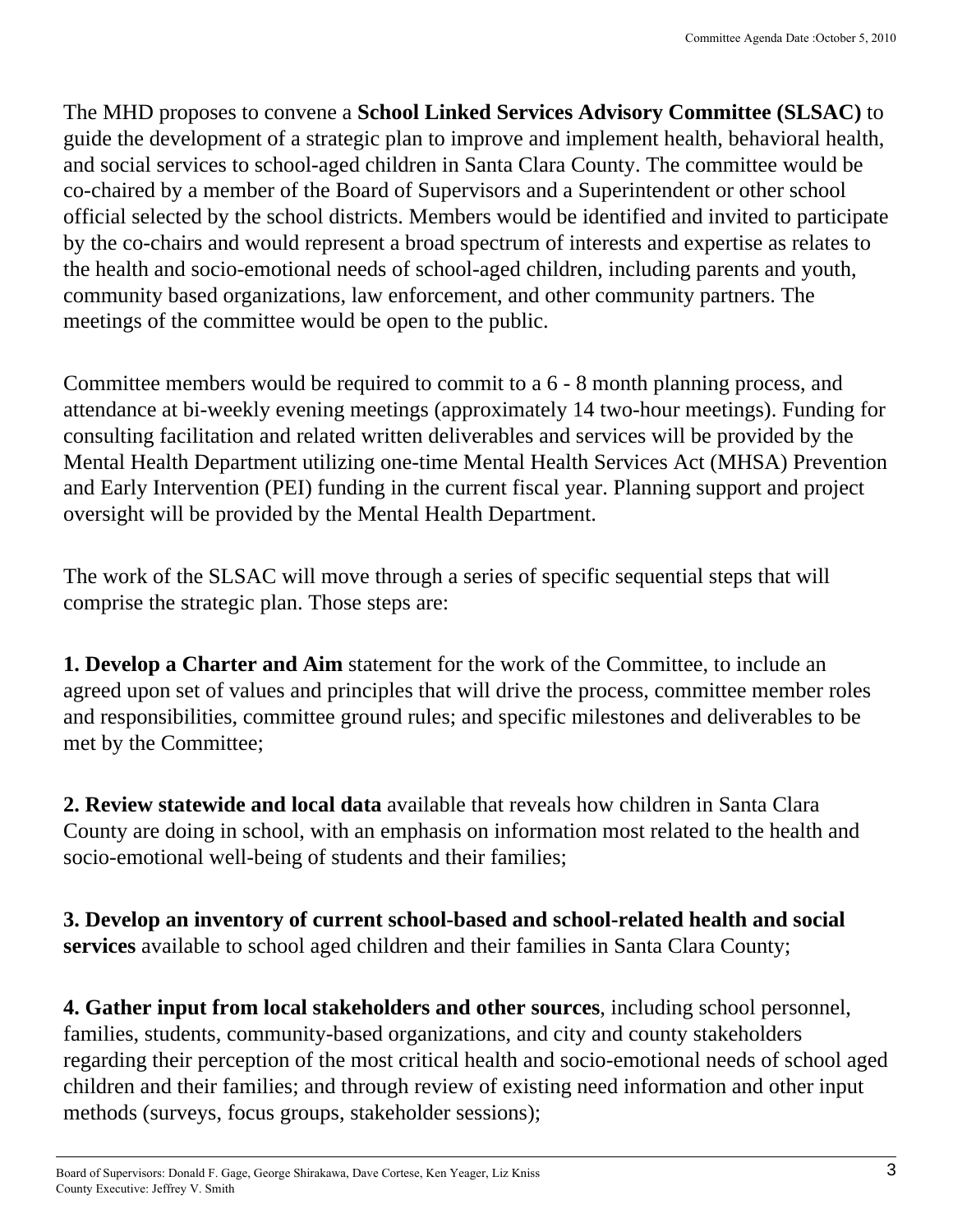The MHD proposes to convene a **School Linked Services Advisory Committee (SLSAC)** to guide the development of a strategic plan to improve and implement health, behavioral health, and social services to school-aged children in Santa Clara County. The committee would be co-chaired by a member of the Board of Supervisors and a Superintendent or other school official selected by the school districts. Members would be identified and invited to participate by the co-chairs and would represent a broad spectrum of interests and expertise as relates to the health and socio-emotional needs of school-aged children, including parents and youth, community based organizations, law enforcement, and other community partners. The meetings of the committee would be open to the public.

Committee members would be required to commit to a 6 - 8 month planning process, and attendance at bi-weekly evening meetings (approximately 14 two-hour meetings). Funding for consulting facilitation and related written deliverables and services will be provided by the Mental Health Department utilizing one-time Mental Health Services Act (MHSA) Prevention and Early Intervention (PEI) funding in the current fiscal year. Planning support and project oversight will be provided by the Mental Health Department.

The work of the SLSAC will move through a series of specific sequential steps that will comprise the strategic plan. Those steps are:

**1. Develop a Charter and Aim** statement for the work of the Committee, to include an agreed upon set of values and principles that will drive the process, committee member roles and responsibilities, committee ground rules; and specific milestones and deliverables to be met by the Committee;

**2. Review statewide and local data** available that reveals how children in Santa Clara County are doing in school, with an emphasis on information most related to the health and socio-emotional well-being of students and their families;

**3. Develop an inventory of current school-based and school-related health and social services** available to school aged children and their families in Santa Clara County;

**4. Gather input from local stakeholders and other sources**, including school personnel, families, students, community-based organizations, and city and county stakeholders regarding their perception of the most critical health and socio-emotional needs of school aged children and their families; and through review of existing need information and other input methods (surveys, focus groups, stakeholder sessions);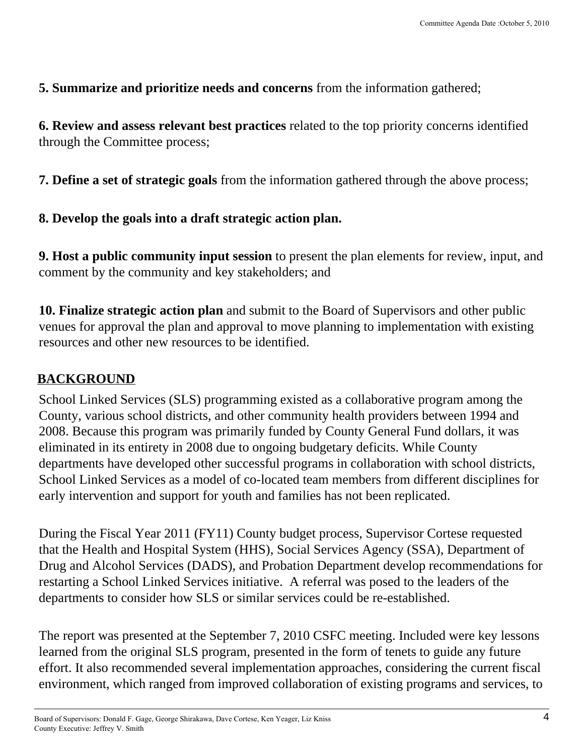**5. Summarize and prioritize needs and concerns** from the information gathered;

**6. Review and assess relevant best practices** related to the top priority concerns identified through the Committee process;

**7. Define a set of strategic goals** from the information gathered through the above process;

**8. Develop the goals into a draft strategic action plan.**

**9. Host a public community input session** to present the plan elements for review, input, and comment by the community and key stakeholders; and

**10. Finalize strategic action plan** and submit to the Board of Supervisors and other public venues for approval the plan and approval to move planning to implementation with existing resources and other new resources to be identified.

## BACKGROUND

School Linked Services (SLS) programming existed as a collaborative program among the County, various school districts, and other community health providers between 1994 and 2008. Because this program was primarily funded by County General Fund dollars, it was eliminated in its entirety in 2008 due to ongoing budgetary deficits. While County departments have developed other successful programs in collaboration with school districts, School Linked Services as a model of co-located team members from different disciplines for early intervention and support for youth and families has not been replicated.

During the Fiscal Year 2011 (FY11) County budget process, Supervisor Cortese requested that the Health and Hospital System (HHS), Social Services Agency (SSA), Department of Drug and Alcohol Services (DADS), and Probation Department develop recommendations for restarting a School Linked Services initiative. A referral was posed to the leaders of the departments to consider how SLS or similar services could be re-established.

The report was presented at the September 7, 2010 CSFC meeting. Included were key lessons learned from the original SLS program, presented in the form of tenets to guide any future effort. It also recommended several implementation approaches, considering the current fiscal environment, which ranged from improved collaboration of existing programs and services, to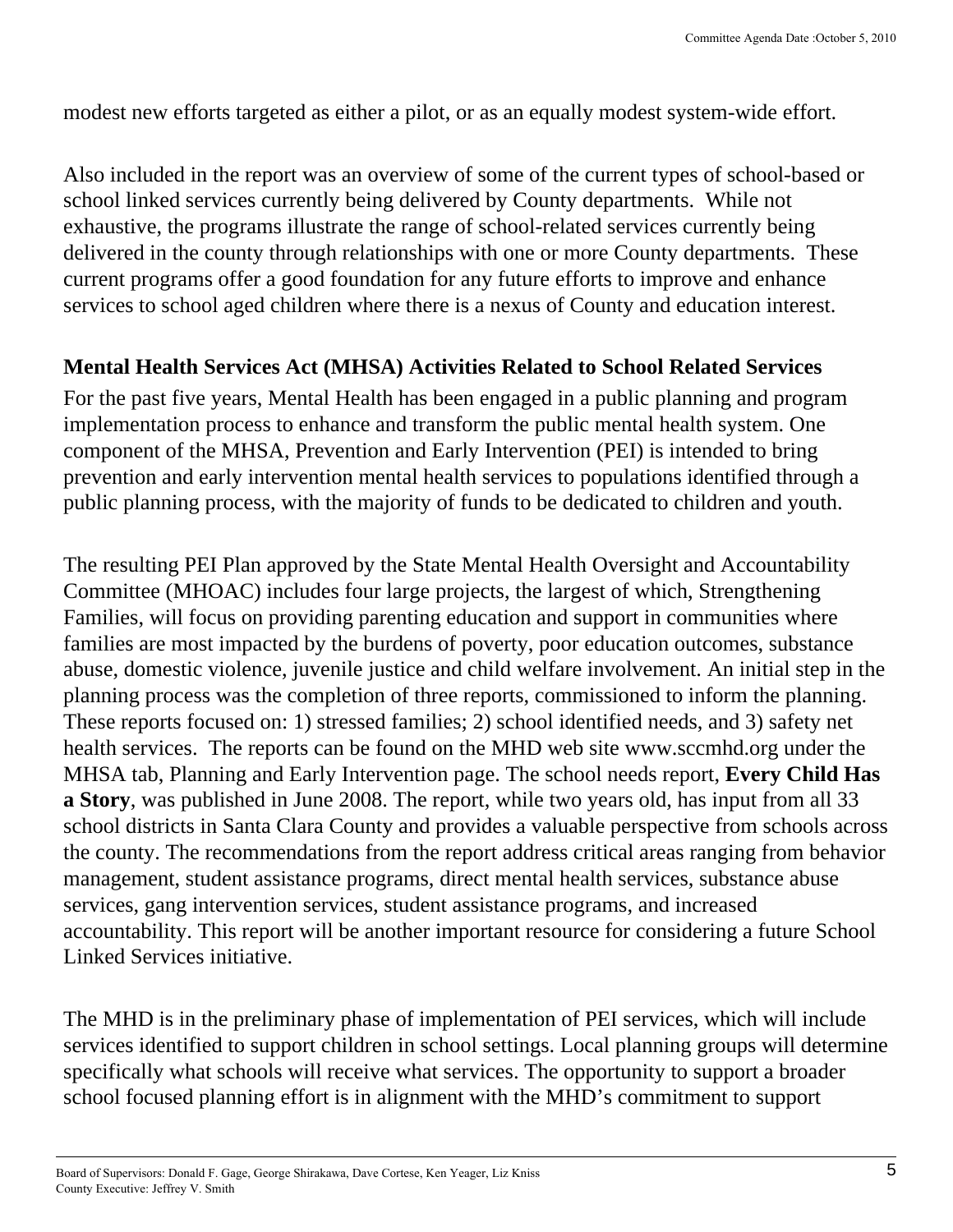modest new efforts targeted as either a pilot, or as an equally modest system-wide effort.

Also included in the report was an overview of some of the current types of school-based or school linked services currently being delivered by County departments. While not exhaustive, the programs illustrate the range of school-related services currently being delivered in the county through relationships with one or more County departments. These current programs offer a good foundation for any future efforts to improve and enhance services to school aged children where there is a nexus of County and education interest.

**Mental Health Services Act (MHSA) Activities Related to School Related Services**

For the past five years, Mental Health has been engaged in a public planning and program implementation process to enhance and transform the public mental health system. One component of the MHSA, Prevention and Early Intervention (PEI) is intended to bring prevention and early intervention mental health services to populations identified through a public planning process, with the majority of funds to be dedicated to children and youth.

The resulting PEI Plan approved by the State Mental Health Oversight and Accountability Committee (MHOAC) includes four large projects, the largest of which, Strengthening Families, will focus on providing parenting education and support in communities where families are most impacted by the burdens of poverty, poor education outcomes, substance abuse, domestic violence, juvenile justice and child welfare involvement. An initial step in the planning process was the completion of three reports, commissioned to inform the planning. These reports focused on: 1) stressed families; 2) school identified needs, and 3) safety net health services. The reports can be found on the MHD web site www.sccmhd.org under the MHSA tab, Planning and Early Intervention page. The school needs report, **Every Child Has a Story**, was published in June 2008. The report, while two years old, has input from all 33 school districts in Santa Clara County and provides a valuable perspective from schools across the county. The recommendations from the report address critical areas ranging from behavior management, student assistance programs, direct mental health services, substance abuse services, gang intervention services, student assistance programs, and increased accountability. This report will be another important resource for considering a future School Linked Services initiative.

The MHD is in the preliminary phase of implementation of PEI services, which will include services identified to support children in school settings. Local planning groups will determine specifically what schools will receive what services. The opportunity to support a broader school focused planning effort is in alignment with the MHD's commitment to support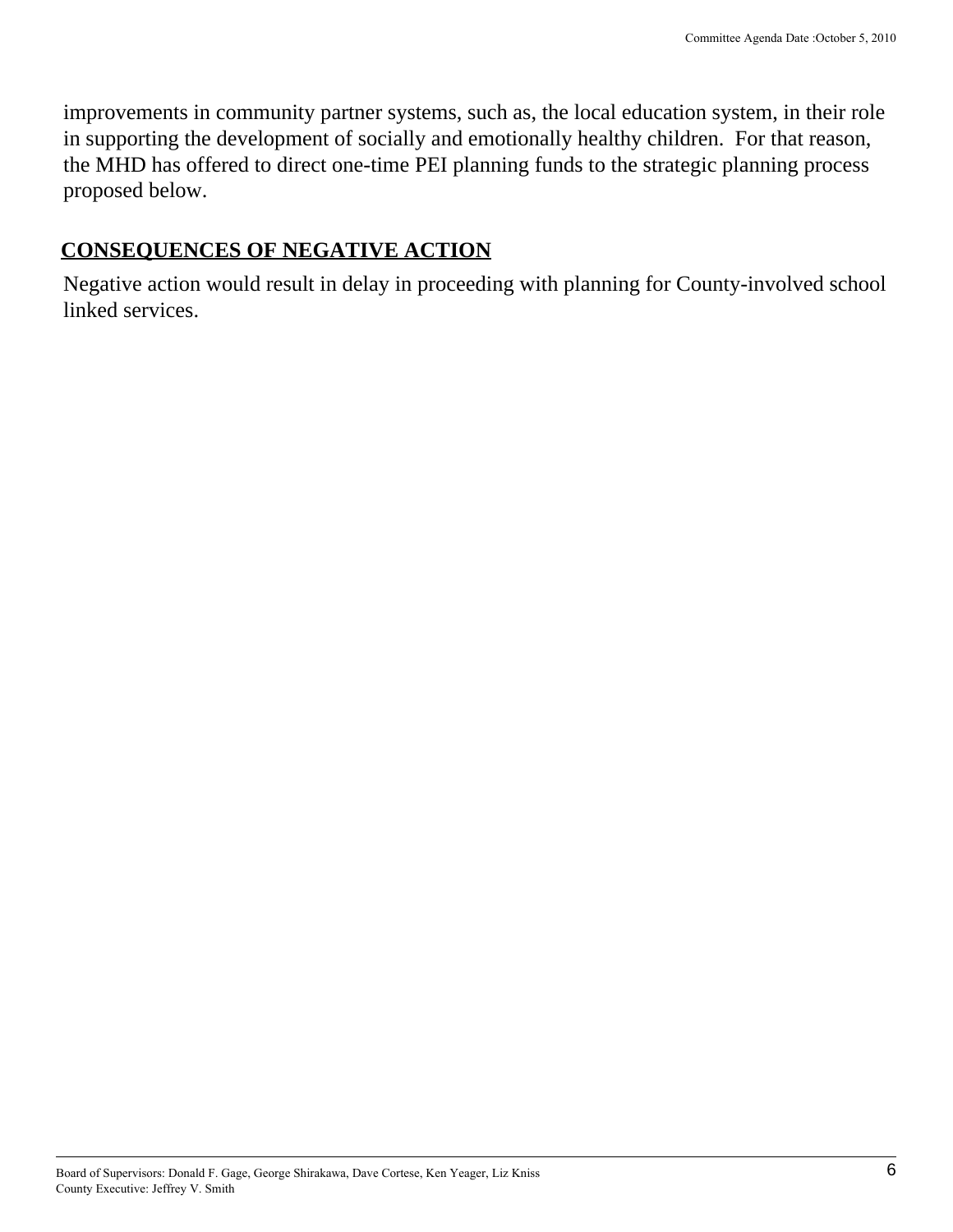improvements in community partner systems, such as, the local education system, in their role in supporting the development of socially and emotionally healthy children. For that reason, the MHD has offered to direct one-time PEI planning funds to the strategic planning process proposed below.

## CONSEQUENCES OF NEGATIVE ACTION

Negative action would result in delay in proceeding with planning for County-involved school linked services.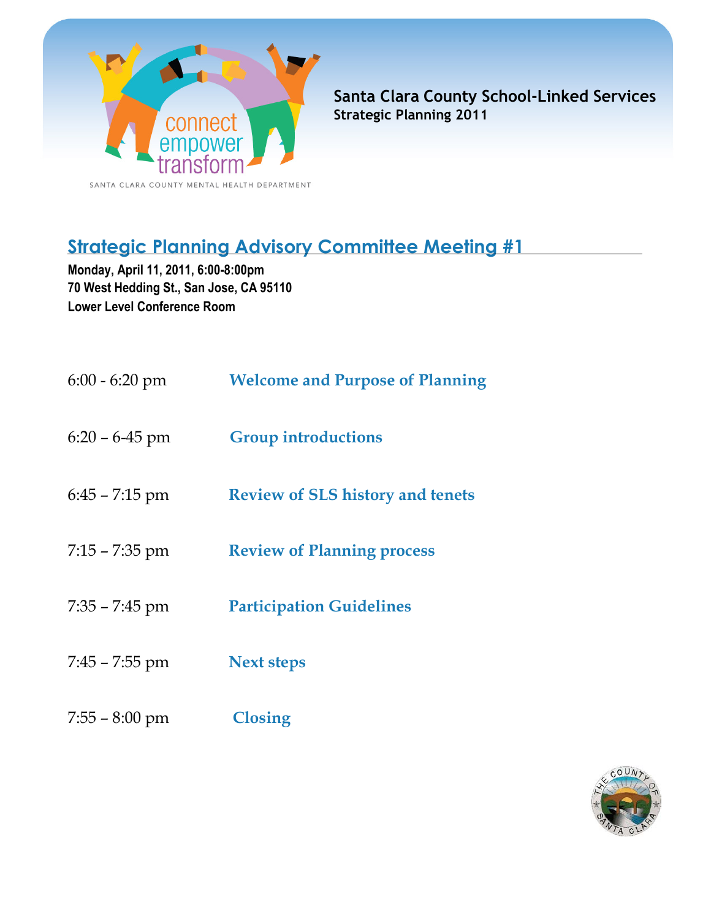connect
empower
transform

SANTA CLARA COUNTY MENTAL HEALTH DEPARTMENT

**Santa Clara County School-Linked Services**
**Strategic Planning 2011**

## Strategic Planning Advisory Committee Meeting #1

**Monday, April 11, 2011, 6:00-8:00pm**
**70 West Hedding St., San Jose, CA 95110**
**Lower Level Conference Room**

| | |
|---|---|
| 6:00 - 6:20 pm | **Welcome and Purpose of Planning** |
| 6:20 – 6-45 pm | **Group introductions** |
| 6:45 – 7:15 pm | **Review of SLS history and tenets** |
| 7:15 – 7:35 pm | **Review of Planning process** |
| 7:35 – 7:45 pm | **Participation Guidelines** |
| 7:45 – 7:55 pm | **Next steps** |
| 7:55 – 8:00 pm | **Closing** |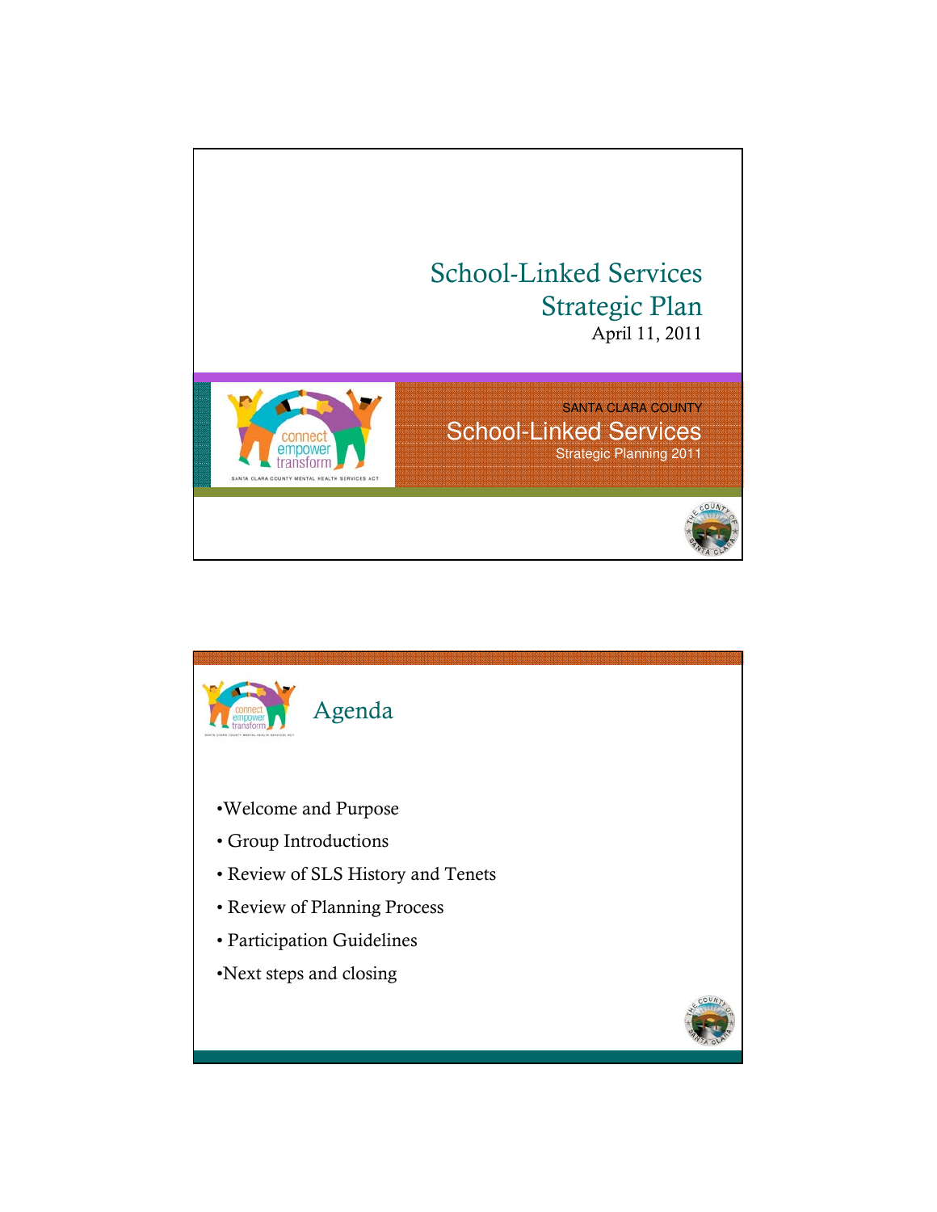# School-Linked Services Strategic Plan

April 11, 2011

SANTA CLARA COUNTY

School-Linked Services

Strategic Planning 2011

connect empower transform

SANTA CLARA COUNTY MENTAL HEALTH SERVICES ACT

## Agenda

- Welcome and Purpose
- Group Introductions
- Review of SLS History and Tenets
- Review of Planning Process
- Participation Guidelines
- Next steps and closing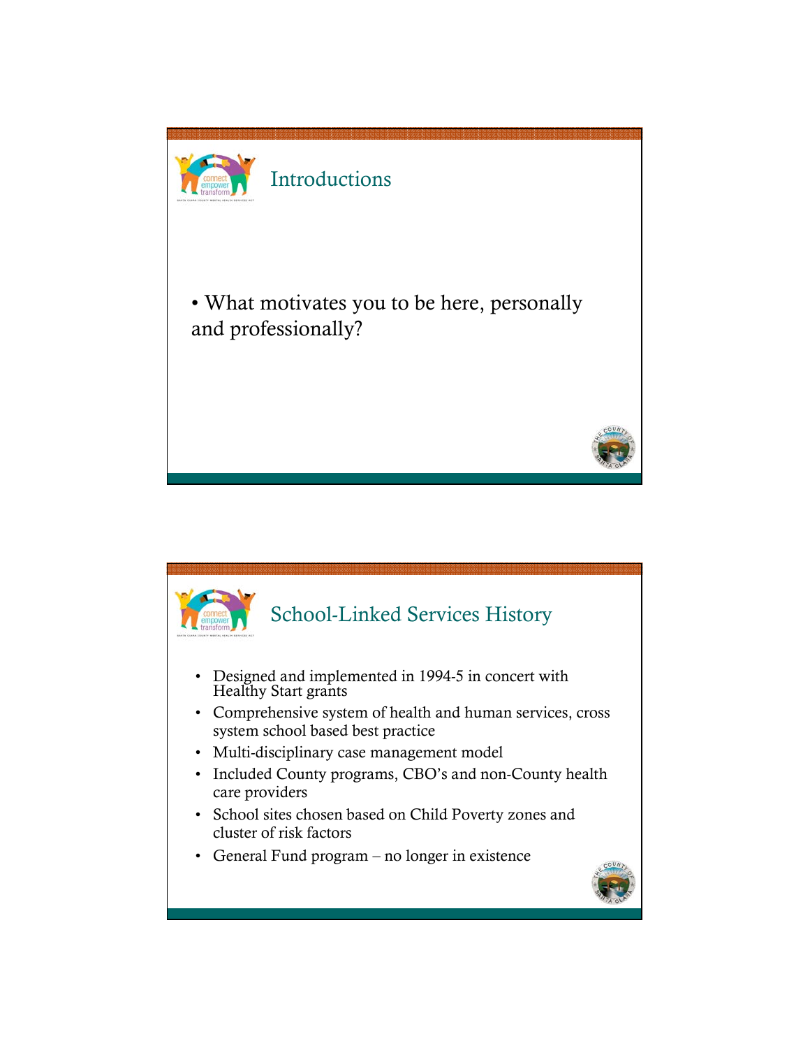## Introductions

- What motivates you to be here, personally and professionally?

## School-Linked Services History

- Designed and implemented in 1994-5 in concert with Healthy Start grants
- Comprehensive system of health and human services, cross system school based best practice
- Multi-disciplinary case management model
- Included County programs, CBO's and non-County health care providers
- School sites chosen based on Child Poverty zones and cluster of risk factors
- General Fund program – no longer in existence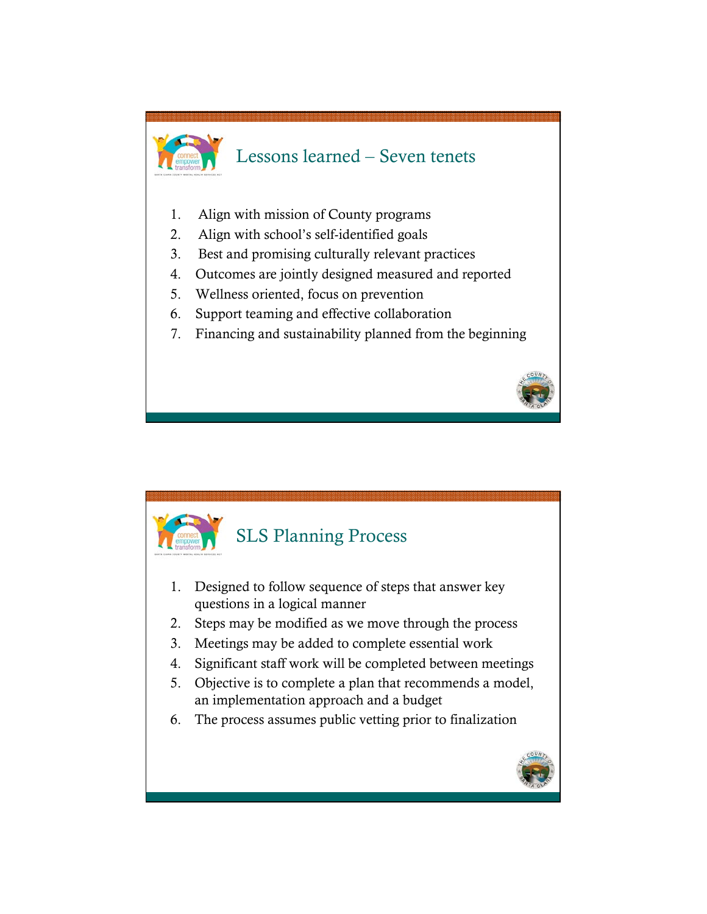## Lessons learned – Seven tenets

1. Align with mission of County programs
2. Align with school's self-identified goals
3. Best and promising culturally relevant practices
4. Outcomes are jointly designed measured and reported
5. Wellness oriented, focus on prevention
6. Support teaming and effective collaboration
7. Financing and sustainability planned from the beginning

## SLS Planning Process

1. Designed to follow sequence of steps that answer key questions in a logical manner
2. Steps may be modified as we move through the process
3. Meetings may be added to complete essential work
4. Significant staff work will be completed between meetings
5. Objective is to complete a plan that recommends a model, an implementation approach and a budget
6. The process assumes public vetting prior to finalization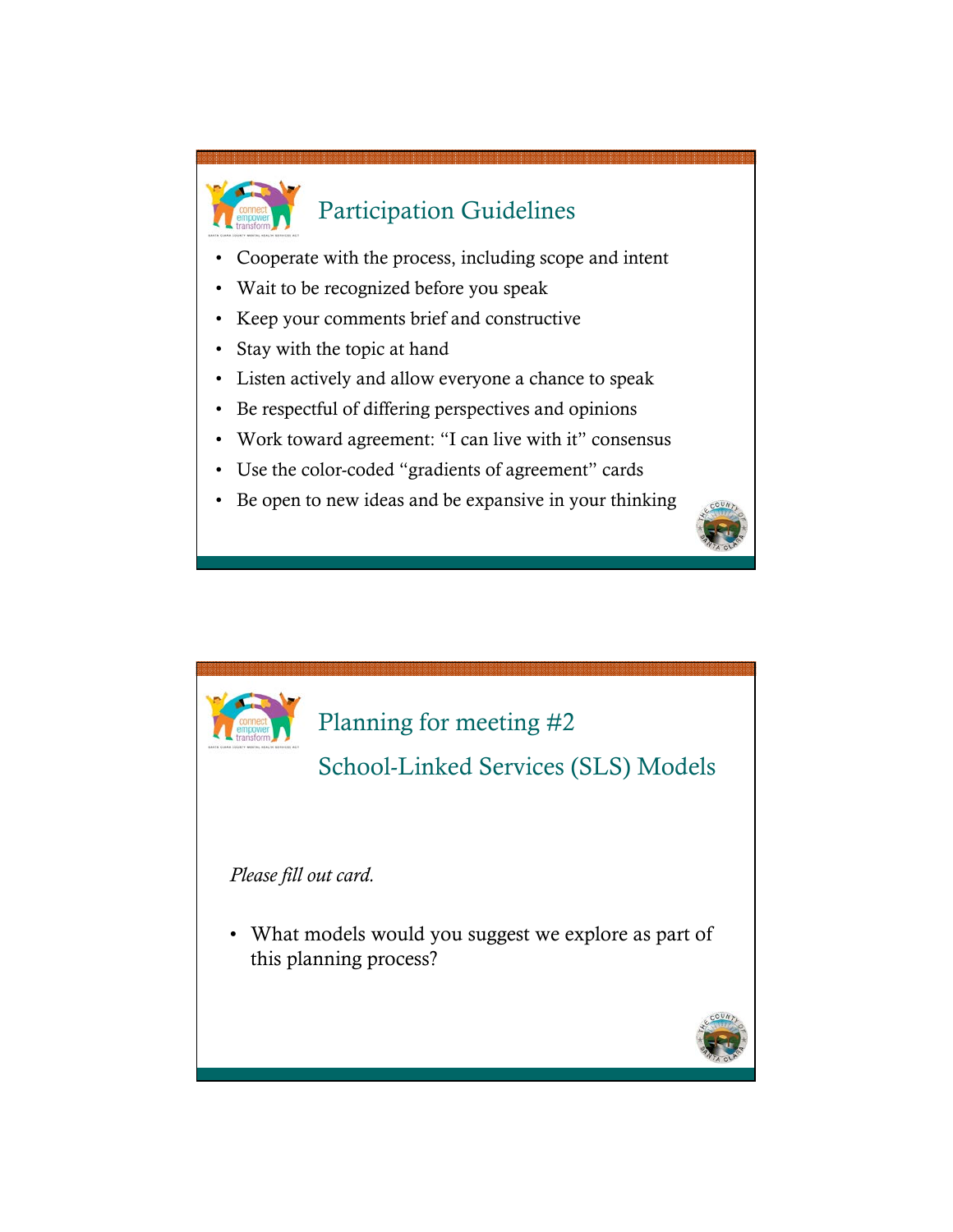## Participation Guidelines

- Cooperate with the process, including scope and intent
- Wait to be recognized before you speak
- Keep your comments brief and constructive
- Stay with the topic at hand
- Listen actively and allow everyone a chance to speak
- Be respectful of differing perspectives and opinions
- Work toward agreement: "I can live with it" consensus
- Use the color-coded "gradients of agreement" cards
- Be open to new ideas and be expansive in your thinking

## Planning for meeting #2

## School-Linked Services (SLS) Models

*Please fill out card.*

- What models would you suggest we explore as part of this planning process?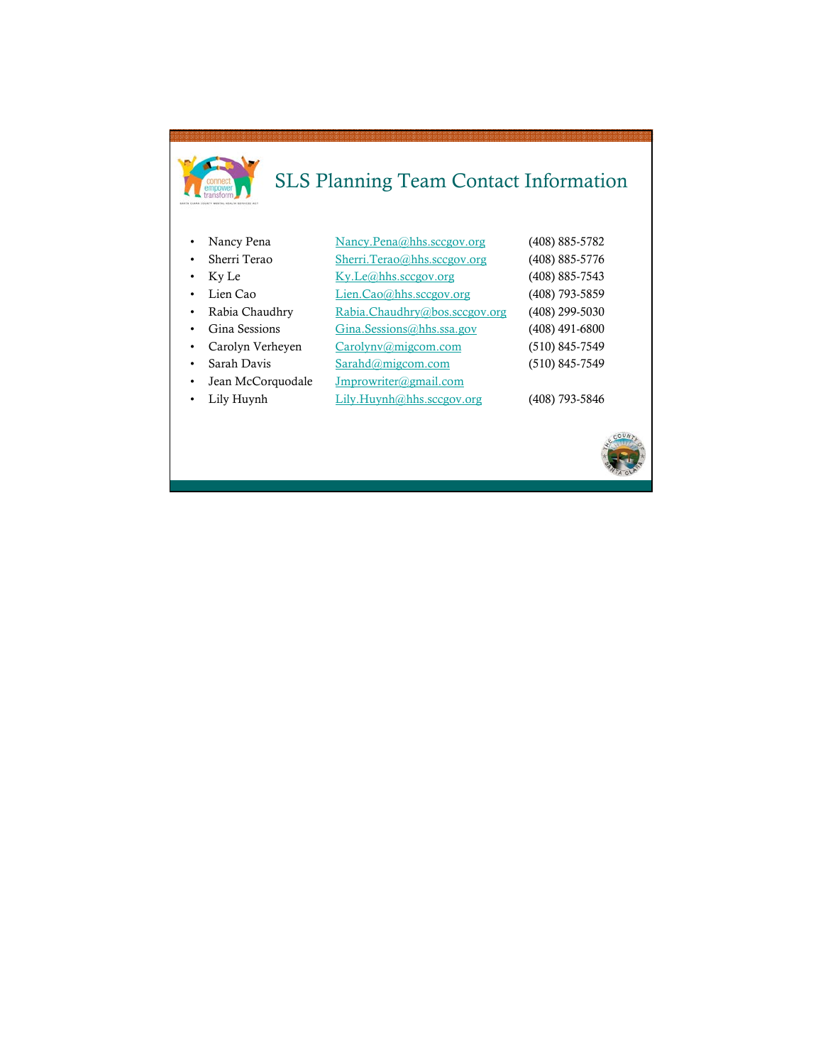# SLS Planning Team Contact Information

- Nancy Pena Nancy.Pena@hhs.sccgov.org (408) 885-5782
- Sherri Terao Sherri.Terao@hhs.sccgov.org (408) 885-5776
- Ky Le Ky.Le@hhs.sccgov.org (408) 885-7543
- Lien Cao Lien.Cao@hhs.sccgov.org (408) 793-5859
- Rabia Chaudhry Rabia.Chaudhry@bos.sccgov.org (408) 299-5030
- Gina Sessions Gina.Sessions@hhs.ssa.gov (408) 491-6800
- Carolyn Verheyen Carolynv@migcom.com (510) 845-7549
- Sarah Davis Sarahd@migcom.com (510) 845-7549
- Jean McCorquodale Jmprowriter@gmail.com
- Lily Huynh Lily.Huynh@hhs.sccgov.org (408) 793-5846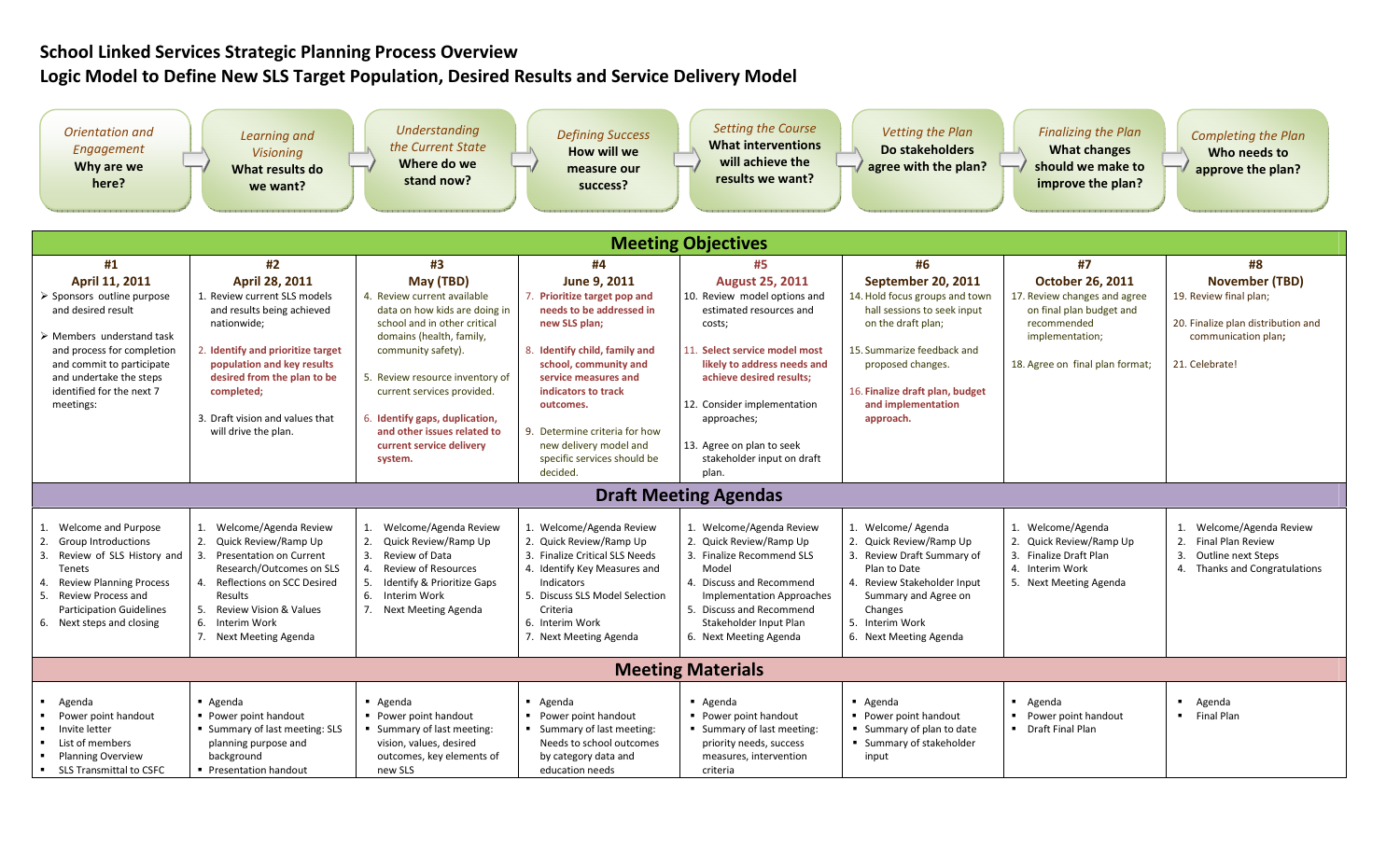# School Linked Services Strategic Planning Process Overview

## Logic Model to Define New SLS Target Population, Desired Results and Service Delivery Model

| *Orientation and Engagement* **Why are we here?** | *Learning and Visioning* **What results do we want?** | *Understanding the Current State* **Where do we stand now?** | *Defining Success* **How will we measure our success?** | *Setting the Course* **What interventions will achieve the results we want?** | *Vetting the Plan* **Do stakeholders agree with the plan?** | *Finalizing the Plan* **What changes should we make to improve the plan?** | *Completing the Plan* **Who needs to approve the plan?** |
|---|---|---|---|---|---|---|---|
| **Meeting Objectives** | | | | | | | |
| **#1**<br>**April 11, 2011** | **#2**<br>**April 28, 2011** | **#3**<br>**May (TBD)** | **#4**<br>**June 9, 2011** | **#5**<br>**August 25, 2011** | **#6**<br>**September 20, 2011** | **#7**<br>**October 26, 2011** | **#8**<br>**November (TBD)** |
| ➢ Sponsors outline purpose and desired result<br>➢ Members understand task and process for completion and commit to participate and undertake the steps identified for the next 7 meetings: | 1. Review current SLS models and results being achieved nationwide;<br>2. **Identify and prioritize target population and key results desired from the plan to be completed;**<br>3. Draft vision and values that will drive the plan. | 4. Review current available data on how kids are doing in school and in other critical domains (health, family, community safety).<br>5. Review resource inventory of current services provided.<br>6. **Identify gaps, duplication, and other issues related to current service delivery system.** | 7. **Prioritize target pop and needs to be addressed in new SLS plan;**<br>8. **Identify child, family and school, community and service measures and indicators to track outcomes.**<br>9. Determine criteria for how new delivery model and specific services should be decided. | 10. Review model options and estimated resources and costs;<br>11. **Select service model most likely to address needs and achieve desired results;**<br>12. Consider implementation approaches;<br>13. Agree on plan to seek stakeholder input on draft plan. | 14. Hold focus groups and town hall sessions to seek input on the draft plan;<br>15. Summarize feedback and proposed changes.<br>16. **Finalize draft plan, budget and implementation approach.** | 17. Review changes and agree on final plan budget and recommended implementation;<br>18. Agree on final plan format; | 19. Review final plan;<br>20. Finalize plan distribution and communication plan;<br>21. Celebrate! |
| **Draft Meeting Agendas** | | | | | | | |
| 1. Welcome and Purpose<br>2. Group Introductions<br>3. Review of SLS History and Tenets<br>4. Review Planning Process<br>5. Review Process and Participation Guidelines<br>6. Next steps and closing | 1. Welcome/Agenda Review<br>2. Quick Review/Ramp Up<br>3. Presentation on Current Research/Outcomes on SLS<br>4. Reflections on SCC Desired Results<br>5. Review Vision & Values<br>6. Interim Work<br>7. Next Meeting Agenda | 1. Welcome/Agenda Review<br>2. Quick Review/Ramp Up<br>3. Review of Data<br>4. Review of Resources<br>5. Identify & Prioritize Gaps<br>6. Interim Work<br>7. Next Meeting Agenda | 1. Welcome/Agenda Review<br>2. Quick Review/Ramp Up<br>3. Finalize Critical SLS Needs<br>4. Identify Key Measures and Indicators<br>5. Discuss SLS Model Selection Criteria<br>6. Interim Work<br>7. Next Meeting Agenda | 1. Welcome/Agenda Review<br>2. Quick Review/Ramp Up<br>3. Finalize Recommend SLS Model<br>4. Discuss and Recommend Implementation Approaches<br>5. Discuss and Recommend Stakeholder Input Plan<br>6. Next Meeting Agenda | 1. Welcome/ Agenda<br>2. Quick Review/Ramp Up<br>3. Review Draft Summary of Plan to Date<br>4. Review Stakeholder Input Summary and Agree on Changes<br>5. Interim Work<br>6. Next Meeting Agenda | 1. Welcome/Agenda<br>2. Quick Review/Ramp Up<br>3. Finalize Draft Plan<br>4. Interim Work<br>5. Next Meeting Agenda | 1. Welcome/Agenda Review<br>2. Final Plan Review<br>3. Outline next Steps<br>4. Thanks and Congratulations |
| **Meeting Materials** | | | | | | | |
| ▪ Agenda<br>▪ Power point handout<br>▪ Invite letter<br>▪ List of members<br>▪ Planning Overview<br>▪ SLS Transmittal to CSFC | ▪ Agenda<br>▪ Power point handout<br>▪ Summary of last meeting: SLS planning purpose and background<br>▪ Presentation handout | ▪ Agenda<br>▪ Power point handout<br>▪ Summary of last meeting: vision, values, desired outcomes, key elements of new SLS | ▪ Agenda<br>▪ Power point handout<br>▪ Summary of last meeting: Needs to school outcomes by category data and education needs | ▪ Agenda<br>▪ Power point handout<br>▪ Summary of last meeting: priority needs, success measures, intervention criteria | ▪ Agenda<br>▪ Power point handout<br>▪ Summary of plan to date<br>▪ Summary of stakeholder input | ▪ Agenda<br>▪ Power point handout<br>▪ Draft Final Plan | ▪ Agenda<br>▪ Final Plan |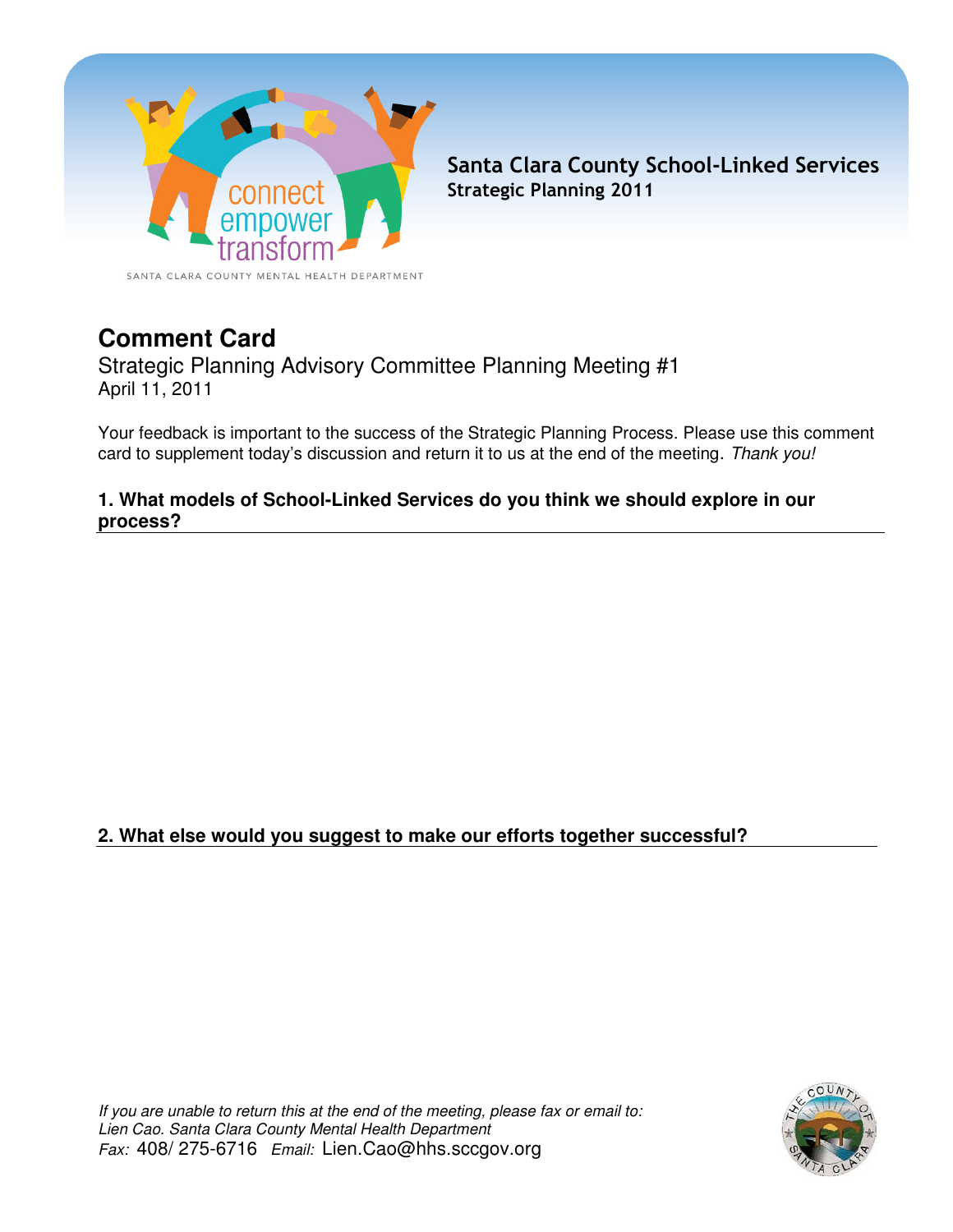connect
empower
transform

SANTA CLARA COUNTY MENTAL HEALTH DEPARTMENT

**Santa Clara County School-Linked Services**
**Strategic Planning 2011**

# Comment Card

Strategic Planning Advisory Committee Planning Meeting #1
April 11, 2011

Your feedback is important to the success of the Strategic Planning Process. Please use this comment card to supplement today's discussion and return it to us at the end of the meeting. *Thank you!*

**1. What models of School-Linked Services do you think we should explore in our process?**

**2. What else would you suggest to make our efforts together successful?**

*If you are unable to return this at the end of the meeting, please fax or email to:*
*Lien Cao. Santa Clara County Mental Health Department*
*Fax:* 408/ 275-6716 *Email:* Lien.Cao@hhs.sccgov.org